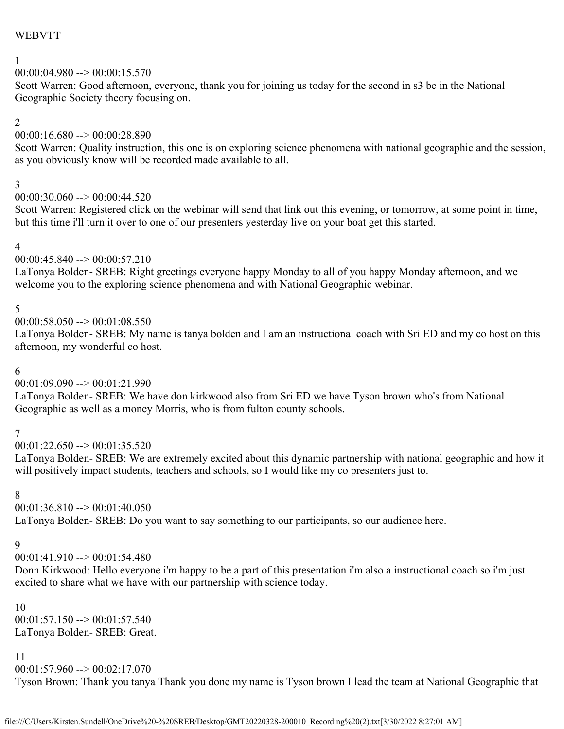WEBVTT

1
00:00:04.980 --> 00:00:15.570
Scott Warren: Good afternoon, everyone, thank you for joining us today for the second in s3 be in the National Geographic Society theory focusing on.

2
00:00:16.680 --> 00:00:28.890
Scott Warren: Quality instruction, this one is on exploring science phenomena with national geographic and the session, as you obviously know will be recorded made available to all.

3
00:00:30.060 --> 00:00:44.520
Scott Warren: Registered click on the webinar will send that link out this evening, or tomorrow, at some point in time, but this time i'll turn it over to one of our presenters yesterday live on your boat get this started.

4
00:00:45.840 --> 00:00:57.210
LaTonya Bolden- SREB: Right greetings everyone happy Monday to all of you happy Monday afternoon, and we welcome you to the exploring science phenomena and with National Geographic webinar.

5
00:00:58.050 --> 00:01:08.550
LaTonya Bolden- SREB: My name is tanya bolden and I am an instructional coach with Sri ED and my co host on this afternoon, my wonderful co host.

6
00:01:09.090 --> 00:01:21.990
LaTonya Bolden- SREB: We have don kirkwood also from Sri ED we have Tyson brown who's from National Geographic as well as a money Morris, who is from fulton county schools.

7
00:01:22.650 --> 00:01:35.520
LaTonya Bolden- SREB: We are extremely excited about this dynamic partnership with national geographic and how it will positively impact students, teachers and schools, so I would like my co presenters just to.

8
00:01:36.810 --> 00:01:40.050
LaTonya Bolden- SREB: Do you want to say something to our participants, so our audience here.

9
00:01:41.910 --> 00:01:54.480
Donn Kirkwood: Hello everyone i'm happy to be a part of this presentation i'm also a instructional coach so i'm just excited to share what we have with our partnership with science today.

10
00:01:57.150 --> 00:01:57.540
LaTonya Bolden- SREB: Great.

11
00:01:57.960 --> 00:02:17.070
Tyson Brown: Thank you tanya Thank you done my name is Tyson brown I lead the team at National Geographic that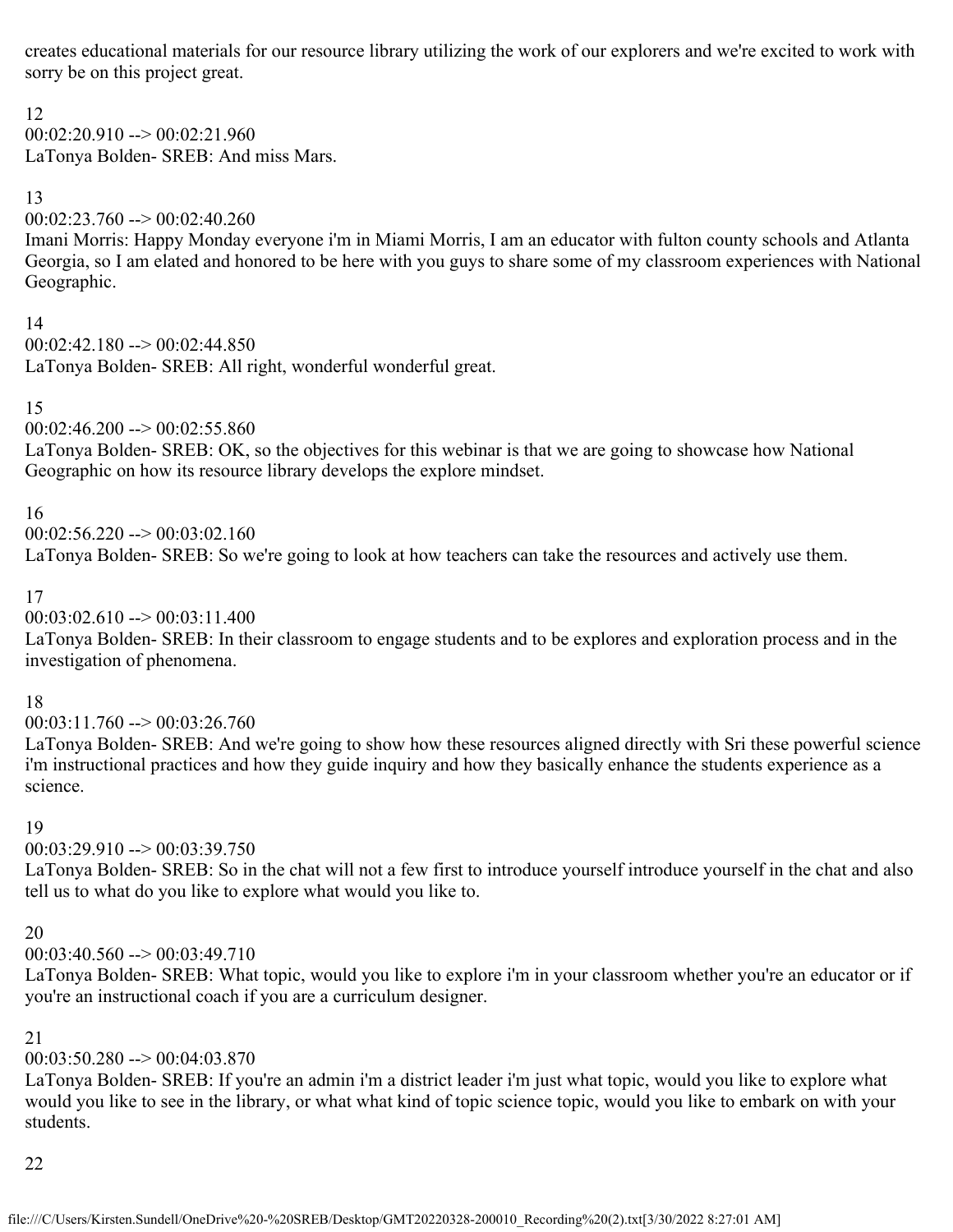creates educational materials for our resource library utilizing the work of our explorers and we're excited to work with sorry be on this project great.

12
00:02:20.910 --> 00:02:21.960
LaTonya Bolden- SREB: And miss Mars.

13
00:02:23.760 --> 00:02:40.260
Imani Morris: Happy Monday everyone i'm in Miami Morris, I am an educator with fulton county schools and Atlanta Georgia, so I am elated and honored to be here with you guys to share some of my classroom experiences with National Geographic.

14
00:02:42.180 --> 00:02:44.850
LaTonya Bolden- SREB: All right, wonderful wonderful great.

15
00:02:46.200 --> 00:02:55.860
LaTonya Bolden- SREB: OK, so the objectives for this webinar is that we are going to showcase how National Geographic on how its resource library develops the explore mindset.

16
00:02:56.220 --> 00:03:02.160
LaTonya Bolden- SREB: So we're going to look at how teachers can take the resources and actively use them.

17
00:03:02.610 --> 00:03:11.400
LaTonya Bolden- SREB: In their classroom to engage students and to be explores and exploration process and in the investigation of phenomena.

18
00:03:11.760 --> 00:03:26.760
LaTonya Bolden- SREB: And we're going to show how these resources aligned directly with Sri these powerful science i'm instructional practices and how they guide inquiry and how they basically enhance the students experience as a science.

19
00:03:29.910 --> 00:03:39.750
LaTonya Bolden- SREB: So in the chat will not a few first to introduce yourself introduce yourself in the chat and also tell us to what do you like to explore what would you like to.

20
00:03:40.560 --> 00:03:49.710
LaTonya Bolden- SREB: What topic, would you like to explore i'm in your classroom whether you're an educator or if you're an instructional coach if you are a curriculum designer.

21
00:03:50.280 --> 00:04:03.870
LaTonya Bolden- SREB: If you're an admin i'm a district leader i'm just what topic, would you like to explore what would you like to see in the library, or what what kind of topic science topic, would you like to embark on with your students.

22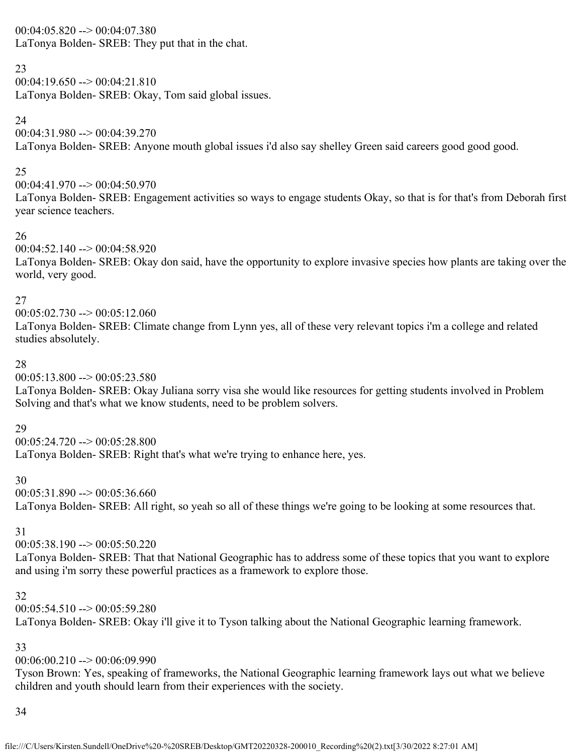00:04:05.820 --> 00:04:07.380
LaTonya Bolden- SREB: They put that in the chat.

23
00:04:19.650 --> 00:04:21.810
LaTonya Bolden- SREB: Okay, Tom said global issues.

24
00:04:31.980 --> 00:04:39.270
LaTonya Bolden- SREB: Anyone mouth global issues i'd also say shelley Green said careers good good good.

25
00:04:41.970 --> 00:04:50.970
LaTonya Bolden- SREB: Engagement activities so ways to engage students Okay, so that is for that's from Deborah first year science teachers.

26
00:04:52.140 --> 00:04:58.920
LaTonya Bolden- SREB: Okay don said, have the opportunity to explore invasive species how plants are taking over the world, very good.

27
00:05:02.730 --> 00:05:12.060
LaTonya Bolden- SREB: Climate change from Lynn yes, all of these very relevant topics i'm a college and related studies absolutely.

28
00:05:13.800 --> 00:05:23.580
LaTonya Bolden- SREB: Okay Juliana sorry visa she would like resources for getting students involved in Problem Solving and that's what we know students, need to be problem solvers.

29
00:05:24.720 --> 00:05:28.800
LaTonya Bolden- SREB: Right that's what we're trying to enhance here, yes.

30
00:05:31.890 --> 00:05:36.660
LaTonya Bolden- SREB: All right, so yeah so all of these things we're going to be looking at some resources that.

31
00:05:38.190 --> 00:05:50.220
LaTonya Bolden- SREB: That that National Geographic has to address some of these topics that you want to explore and using i'm sorry these powerful practices as a framework to explore those.

32
00:05:54.510 --> 00:05:59.280
LaTonya Bolden- SREB: Okay i'll give it to Tyson talking about the National Geographic learning framework.

33
00:06:00.210 --> 00:06:09.990
Tyson Brown: Yes, speaking of frameworks, the National Geographic learning framework lays out what we believe children and youth should learn from their experiences with the society.

34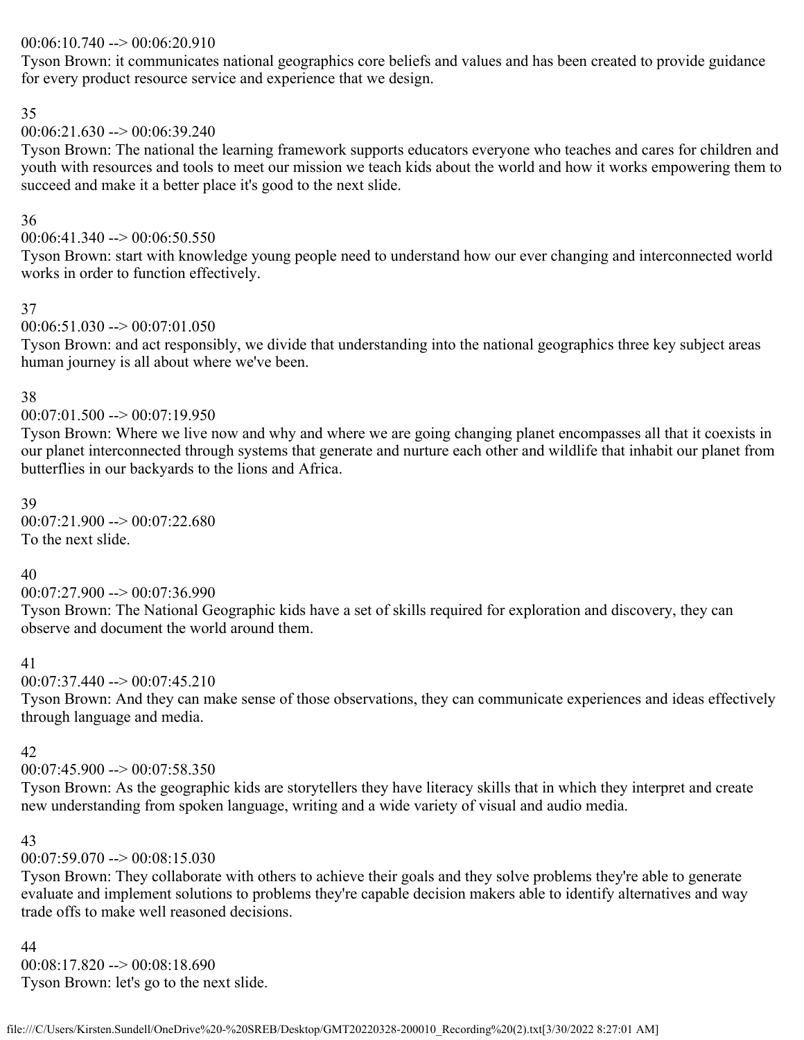00:06:10.740 --> 00:06:20.910
Tyson Brown: it communicates national geographics core beliefs and values and has been created to provide guidance for every product resource service and experience that we design.

35
00:06:21.630 --> 00:06:39.240
Tyson Brown: The national the learning framework supports educators everyone who teaches and cares for children and youth with resources and tools to meet our mission we teach kids about the world and how it works empowering them to succeed and make it a better place it's good to the next slide.

36
00:06:41.340 --> 00:06:50.550
Tyson Brown: start with knowledge young people need to understand how our ever changing and interconnected world works in order to function effectively.

37
00:06:51.030 --> 00:07:01.050
Tyson Brown: and act responsibly, we divide that understanding into the national geographics three key subject areas human journey is all about where we've been.

38
00:07:01.500 --> 00:07:19.950
Tyson Brown: Where we live now and why and where we are going changing planet encompasses all that it coexists in our planet interconnected through systems that generate and nurture each other and wildlife that inhabit our planet from butterflies in our backyards to the lions and Africa.

39
00:07:21.900 --> 00:07:22.680
To the next slide.

40
00:07:27.900 --> 00:07:36.990
Tyson Brown: The National Geographic kids have a set of skills required for exploration and discovery, they can observe and document the world around them.

41
00:07:37.440 --> 00:07:45.210
Tyson Brown: And they can make sense of those observations, they can communicate experiences and ideas effectively through language and media.

42
00:07:45.900 --> 00:07:58.350
Tyson Brown: As the geographic kids are storytellers they have literacy skills that in which they interpret and create new understanding from spoken language, writing and a wide variety of visual and audio media.

43
00:07:59.070 --> 00:08:15.030
Tyson Brown: They collaborate with others to achieve their goals and they solve problems they're able to generate evaluate and implement solutions to problems they're capable decision makers able to identify alternatives and way trade offs to make well reasoned decisions.

44
00:08:17.820 --> 00:08:18.690
Tyson Brown: let's go to the next slide.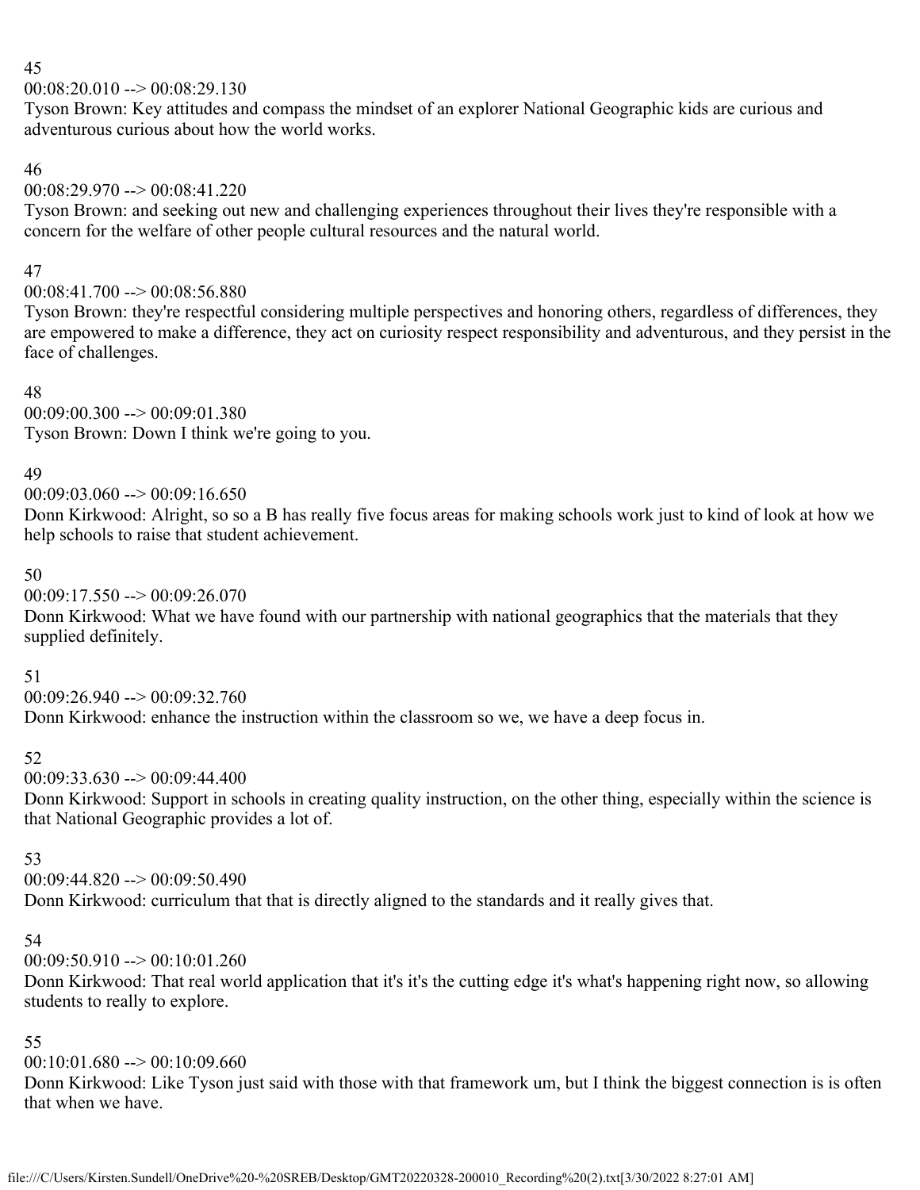45
00:08:20.010 --> 00:08:29.130
Tyson Brown: Key attitudes and compass the mindset of an explorer National Geographic kids are curious and adventurous curious about how the world works.

46
00:08:29.970 --> 00:08:41.220
Tyson Brown: and seeking out new and challenging experiences throughout their lives they're responsible with a concern for the welfare of other people cultural resources and the natural world.

47
00:08:41.700 --> 00:08:56.880
Tyson Brown: they're respectful considering multiple perspectives and honoring others, regardless of differences, they are empowered to make a difference, they act on curiosity respect responsibility and adventurous, and they persist in the face of challenges.

48
00:09:00.300 --> 00:09:01.380
Tyson Brown: Down I think we're going to you.

49
00:09:03.060 --> 00:09:16.650
Donn Kirkwood: Alright, so so a B has really five focus areas for making schools work just to kind of look at how we help schools to raise that student achievement.

50
00:09:17.550 --> 00:09:26.070
Donn Kirkwood: What we have found with our partnership with national geographics that the materials that they supplied definitely.

51
00:09:26.940 --> 00:09:32.760
Donn Kirkwood: enhance the instruction within the classroom so we, we have a deep focus in.

52
00:09:33.630 --> 00:09:44.400
Donn Kirkwood: Support in schools in creating quality instruction, on the other thing, especially within the science is that National Geographic provides a lot of.

53
00:09:44.820 --> 00:09:50.490
Donn Kirkwood: curriculum that that is directly aligned to the standards and it really gives that.

54
00:09:50.910 --> 00:10:01.260
Donn Kirkwood: That real world application that it's it's the cutting edge it's what's happening right now, so allowing students to really to explore.

55
00:10:01.680 --> 00:10:09.660
Donn Kirkwood: Like Tyson just said with those with that framework um, but I think the biggest connection is is often that when we have.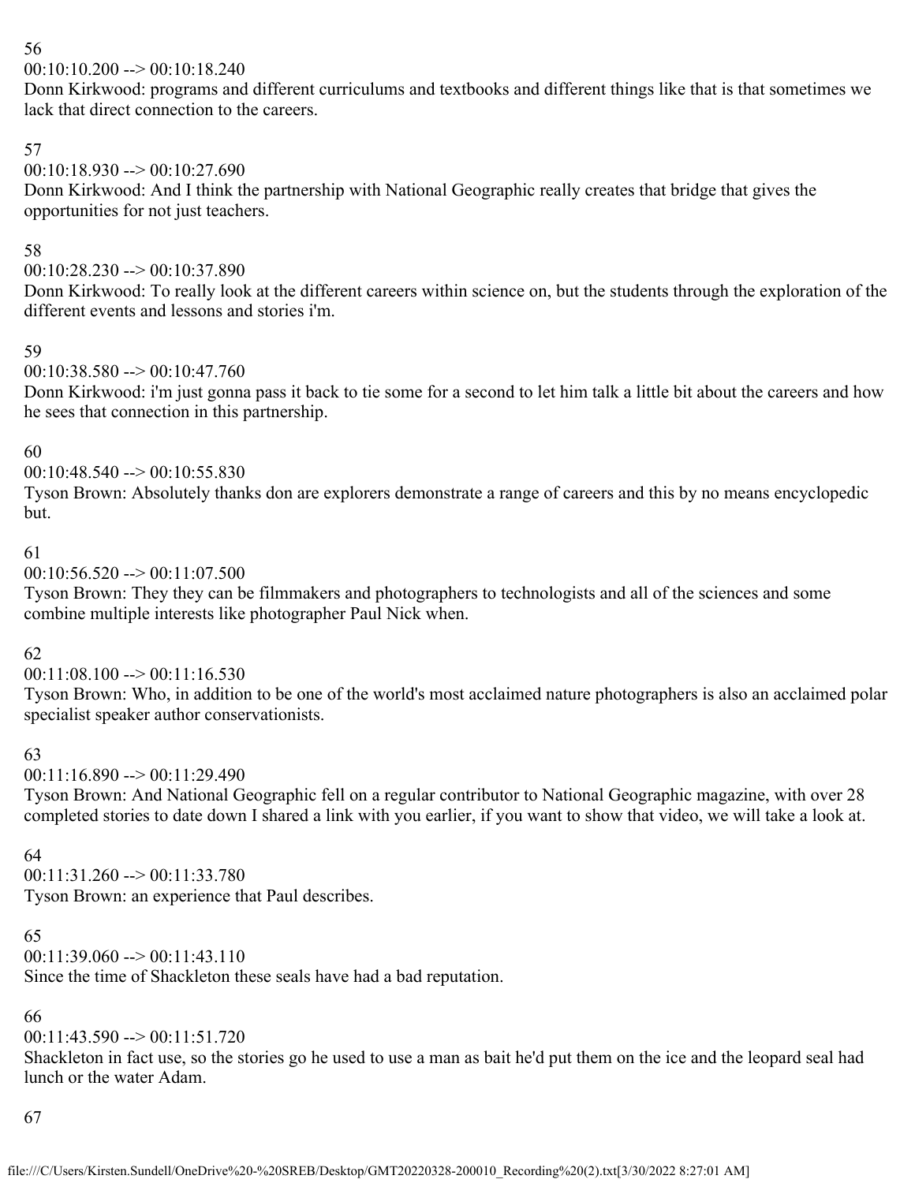56
00:10:10.200 --> 00:10:18.240
Donn Kirkwood: programs and different curriculums and textbooks and different things like that is that sometimes we lack that direct connection to the careers.

57
00:10:18.930 --> 00:10:27.690
Donn Kirkwood: And I think the partnership with National Geographic really creates that bridge that gives the opportunities for not just teachers.

58
00:10:28.230 --> 00:10:37.890
Donn Kirkwood: To really look at the different careers within science on, but the students through the exploration of the different events and lessons and stories i'm.

59
00:10:38.580 --> 00:10:47.760
Donn Kirkwood: i'm just gonna pass it back to tie some for a second to let him talk a little bit about the careers and how he sees that connection in this partnership.

60
00:10:48.540 --> 00:10:55.830
Tyson Brown: Absolutely thanks don are explorers demonstrate a range of careers and this by no means encyclopedic but.

61
00:10:56.520 --> 00:11:07.500
Tyson Brown: They they can be filmmakers and photographers to technologists and all of the sciences and some combine multiple interests like photographer Paul Nick when.

62
00:11:08.100 --> 00:11:16.530
Tyson Brown: Who, in addition to be one of the world's most acclaimed nature photographers is also an acclaimed polar specialist speaker author conservationists.

63
00:11:16.890 --> 00:11:29.490
Tyson Brown: And National Geographic fell on a regular contributor to National Geographic magazine, with over 28 completed stories to date down I shared a link with you earlier, if you want to show that video, we will take a look at.

64
00:11:31.260 --> 00:11:33.780
Tyson Brown: an experience that Paul describes.

65
00:11:39.060 --> 00:11:43.110
Since the time of Shackleton these seals have had a bad reputation.

66
00:11:43.590 --> 00:11:51.720
Shackleton in fact use, so the stories go he used to use a man as bait he'd put them on the ice and the leopard seal had lunch or the water Adam.

67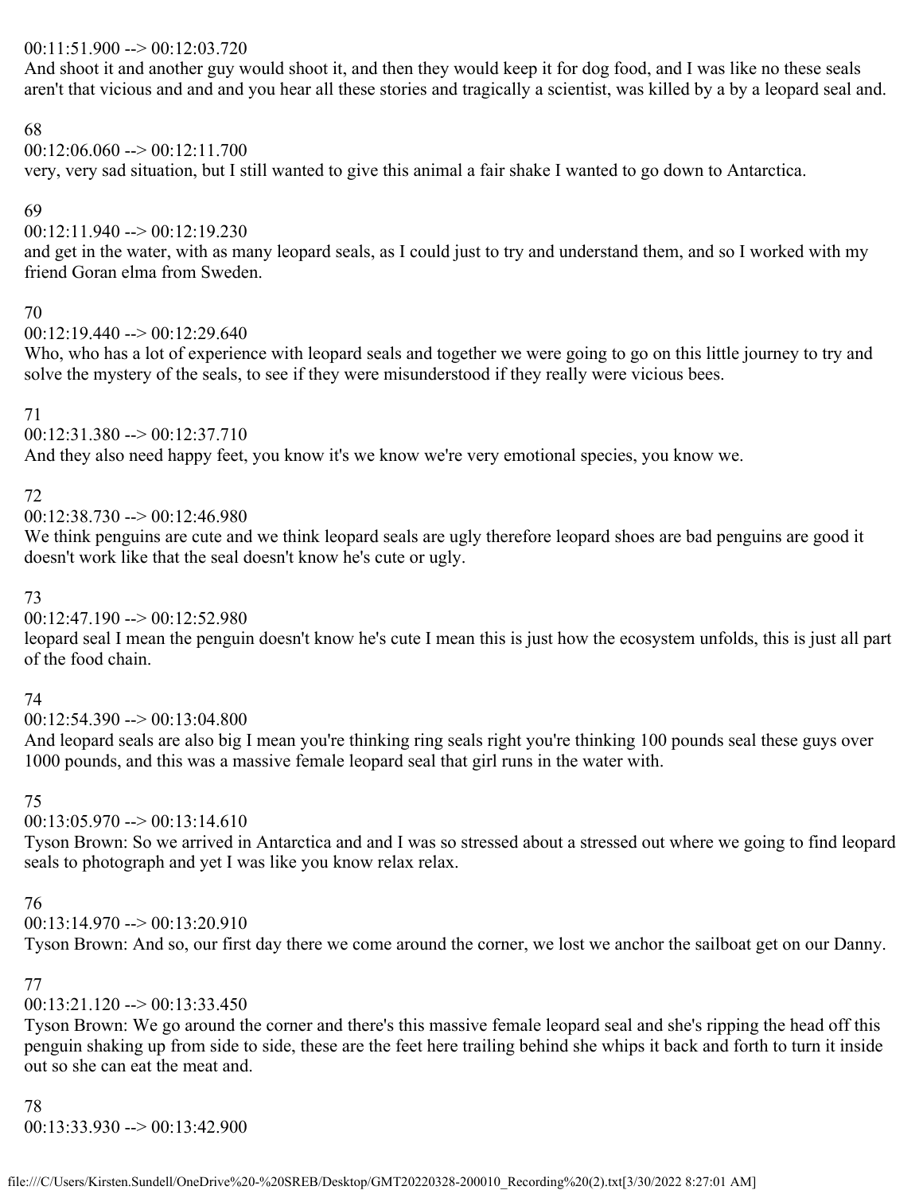00:11:51.900 --> 00:12:03.720
And shoot it and another guy would shoot it, and then they would keep it for dog food, and I was like no these seals aren't that vicious and and and you hear all these stories and tragically a scientist, was killed by a by a leopard seal and.

68
00:12:06.060 --> 00:12:11.700
very, very sad situation, but I still wanted to give this animal a fair shake I wanted to go down to Antarctica.

69
00:12:11.940 --> 00:12:19.230
and get in the water, with as many leopard seals, as I could just to try and understand them, and so I worked with my friend Goran elma from Sweden.

70
00:12:19.440 --> 00:12:29.640
Who, who has a lot of experience with leopard seals and together we were going to go on this little journey to try and solve the mystery of the seals, to see if they were misunderstood if they really were vicious bees.

71
00:12:31.380 --> 00:12:37.710
And they also need happy feet, you know it's we know we're very emotional species, you know we.

72
00:12:38.730 --> 00:12:46.980
We think penguins are cute and we think leopard seals are ugly therefore leopard shoes are bad penguins are good it doesn't work like that the seal doesn't know he's cute or ugly.

73
00:12:47.190 --> 00:12:52.980
leopard seal I mean the penguin doesn't know he's cute I mean this is just how the ecosystem unfolds, this is just all part of the food chain.

74
00:12:54.390 --> 00:13:04.800
And leopard seals are also big I mean you're thinking ring seals right you're thinking 100 pounds seal these guys over 1000 pounds, and this was a massive female leopard seal that girl runs in the water with.

75
00:13:05.970 --> 00:13:14.610
Tyson Brown: So we arrived in Antarctica and and I was so stressed about a stressed out where we going to find leopard seals to photograph and yet I was like you know relax relax.

76
00:13:14.970 --> 00:13:20.910
Tyson Brown: And so, our first day there we come around the corner, we lost we anchor the sailboat get on our Danny.

77
00:13:21.120 --> 00:13:33.450
Tyson Brown: We go around the corner and there's this massive female leopard seal and she's ripping the head off this penguin shaking up from side to side, these are the feet here trailing behind she whips it back and forth to turn it inside out so she can eat the meat and.

78
00:13:33.930 --> 00:13:42.900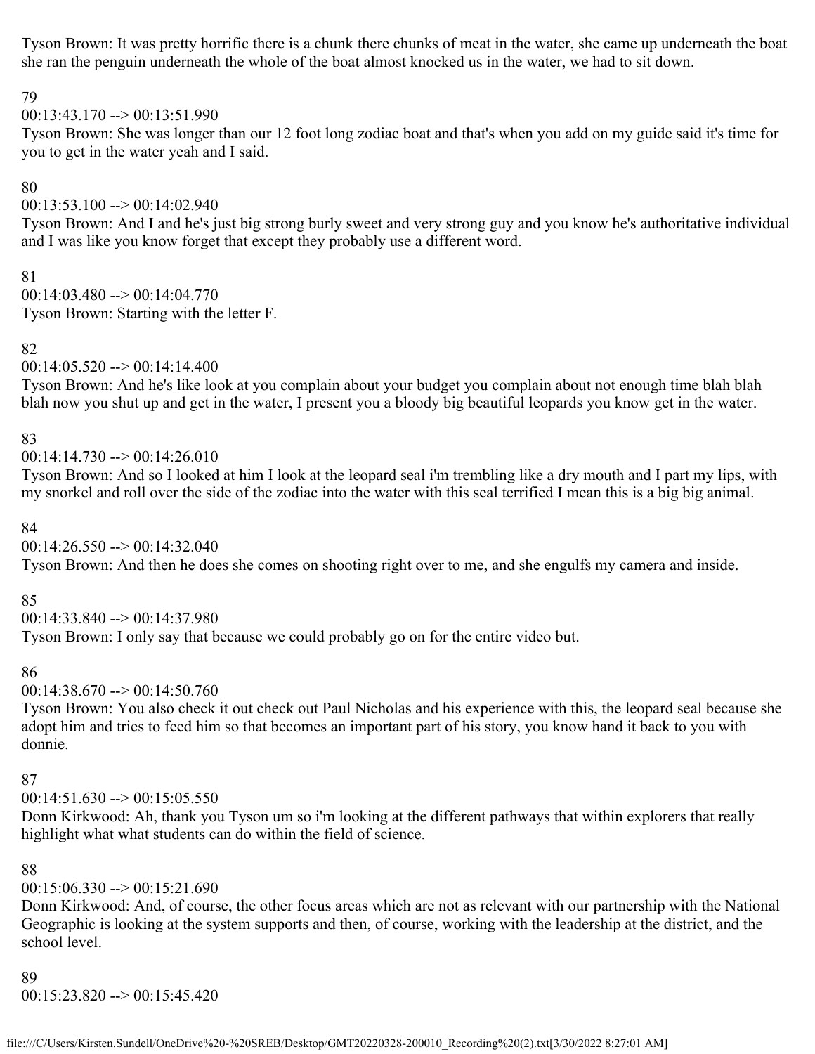Tyson Brown: It was pretty horrific there is a chunk there chunks of meat in the water, she came up underneath the boat she ran the penguin underneath the whole of the boat almost knocked us in the water, we had to sit down.

79
00:13:43.170 --> 00:13:51.990
Tyson Brown: She was longer than our 12 foot long zodiac boat and that's when you add on my guide said it's time for you to get in the water yeah and I said.

80
00:13:53.100 --> 00:14:02.940
Tyson Brown: And I and he's just big strong burly sweet and very strong guy and you know he's authoritative individual and I was like you know forget that except they probably use a different word.

81
00:14:03.480 --> 00:14:04.770
Tyson Brown: Starting with the letter F.

82
00:14:05.520 --> 00:14:14.400
Tyson Brown: And he's like look at you complain about your budget you complain about not enough time blah blah blah now you shut up and get in the water, I present you a bloody big beautiful leopards you know get in the water.

83
00:14:14.730 --> 00:14:26.010
Tyson Brown: And so I looked at him I look at the leopard seal i'm trembling like a dry mouth and I part my lips, with my snorkel and roll over the side of the zodiac into the water with this seal terrified I mean this is a big big animal.

84
00:14:26.550 --> 00:14:32.040
Tyson Brown: And then he does she comes on shooting right over to me, and she engulfs my camera and inside.

85
00:14:33.840 --> 00:14:37.980
Tyson Brown: I only say that because we could probably go on for the entire video but.

86
00:14:38.670 --> 00:14:50.760
Tyson Brown: You also check it out check out Paul Nicholas and his experience with this, the leopard seal because she adopt him and tries to feed him so that becomes an important part of his story, you know hand it back to you with donnie.

87
00:14:51.630 --> 00:15:05.550
Donn Kirkwood: Ah, thank you Tyson um so i'm looking at the different pathways that within explorers that really highlight what what students can do within the field of science.

88
00:15:06.330 --> 00:15:21.690
Donn Kirkwood: And, of course, the other focus areas which are not as relevant with our partnership with the National Geographic is looking at the system supports and then, of course, working with the leadership at the district, and the school level.

89
00:15:23.820 --> 00:15:45.420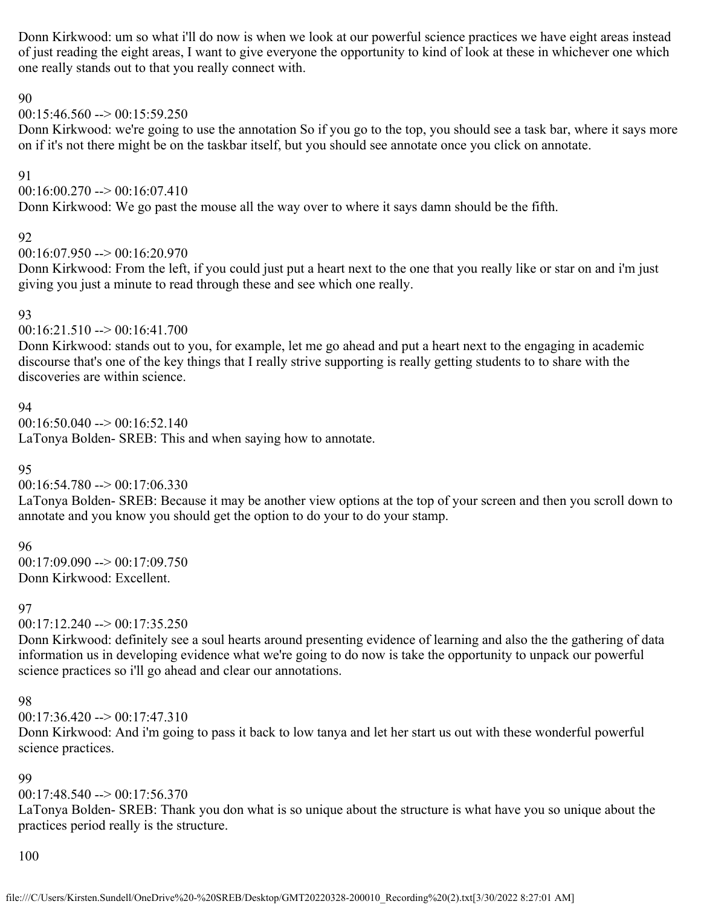Donn Kirkwood: um so what i'll do now is when we look at our powerful science practices we have eight areas instead of just reading the eight areas, I want to give everyone the opportunity to kind of look at these in whichever one which one really stands out to that you really connect with.

90
00:15:46.560 --> 00:15:59.250
Donn Kirkwood: we're going to use the annotation So if you go to the top, you should see a task bar, where it says more on if it's not there might be on the taskbar itself, but you should see annotate once you click on annotate.

91
00:16:00.270 --> 00:16:07.410
Donn Kirkwood: We go past the mouse all the way over to where it says damn should be the fifth.

92
00:16:07.950 --> 00:16:20.970
Donn Kirkwood: From the left, if you could just put a heart next to the one that you really like or star on and i'm just giving you just a minute to read through these and see which one really.

93
00:16:21.510 --> 00:16:41.700
Donn Kirkwood: stands out to you, for example, let me go ahead and put a heart next to the engaging in academic discourse that's one of the key things that I really strive supporting is really getting students to to share with the discoveries are within science.

94
00:16:50.040 --> 00:16:52.140
LaTonya Bolden- SREB: This and when saying how to annotate.

95
00:16:54.780 --> 00:17:06.330
LaTonya Bolden- SREB: Because it may be another view options at the top of your screen and then you scroll down to annotate and you know you should get the option to do your to do your stamp.

96
00:17:09.090 --> 00:17:09.750
Donn Kirkwood: Excellent.

97
00:17:12.240 --> 00:17:35.250
Donn Kirkwood: definitely see a soul hearts around presenting evidence of learning and also the the gathering of data information us in developing evidence what we're going to do now is take the opportunity to unpack our powerful science practices so i'll go ahead and clear our annotations.

98
00:17:36.420 --> 00:17:47.310
Donn Kirkwood: And i'm going to pass it back to low tanya and let her start us out with these wonderful powerful science practices.

99
00:17:48.540 --> 00:17:56.370
LaTonya Bolden- SREB: Thank you don what is so unique about the structure is what have you so unique about the practices period really is the structure.

100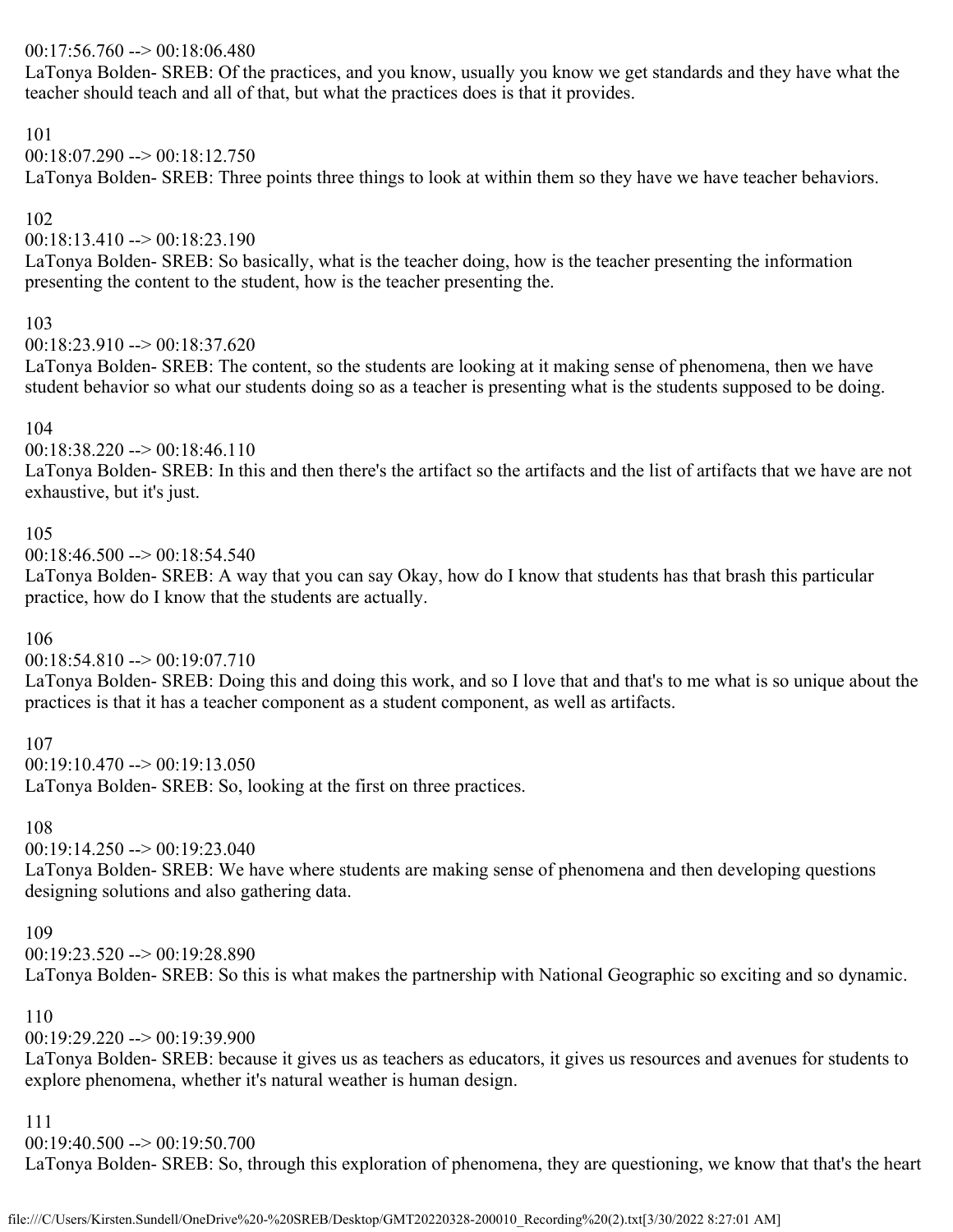00:17:56.760 --> 00:18:06.480
LaTonya Bolden- SREB: Of the practices, and you know, usually you know we get standards and they have what the teacher should teach and all of that, but what the practices does is that it provides.

101
00:18:07.290 --> 00:18:12.750
LaTonya Bolden- SREB: Three points three things to look at within them so they have we have teacher behaviors.

102
00:18:13.410 --> 00:18:23.190
LaTonya Bolden- SREB: So basically, what is the teacher doing, how is the teacher presenting the information presenting the content to the student, how is the teacher presenting the.

103
00:18:23.910 --> 00:18:37.620
LaTonya Bolden- SREB: The content, so the students are looking at it making sense of phenomena, then we have student behavior so what our students doing so as a teacher is presenting what is the students supposed to be doing.

104
00:18:38.220 --> 00:18:46.110
LaTonya Bolden- SREB: In this and then there's the artifact so the artifacts and the list of artifacts that we have are not exhaustive, but it's just.

105
00:18:46.500 --> 00:18:54.540
LaTonya Bolden- SREB: A way that you can say Okay, how do I know that students has that brash this particular practice, how do I know that the students are actually.

106
00:18:54.810 --> 00:19:07.710
LaTonya Bolden- SREB: Doing this and doing this work, and so I love that and that's to me what is so unique about the practices is that it has a teacher component as a student component, as well as artifacts.

107
00:19:10.470 --> 00:19:13.050
LaTonya Bolden- SREB: So, looking at the first on three practices.

108
00:19:14.250 --> 00:19:23.040
LaTonya Bolden- SREB: We have where students are making sense of phenomena and then developing questions designing solutions and also gathering data.

109
00:19:23.520 --> 00:19:28.890
LaTonya Bolden- SREB: So this is what makes the partnership with National Geographic so exciting and so dynamic.

110
00:19:29.220 --> 00:19:39.900
LaTonya Bolden- SREB: because it gives us as teachers as educators, it gives us resources and avenues for students to explore phenomena, whether it's natural weather is human design.

111
00:19:40.500 --> 00:19:50.700
LaTonya Bolden- SREB: So, through this exploration of phenomena, they are questioning, we know that that's the heart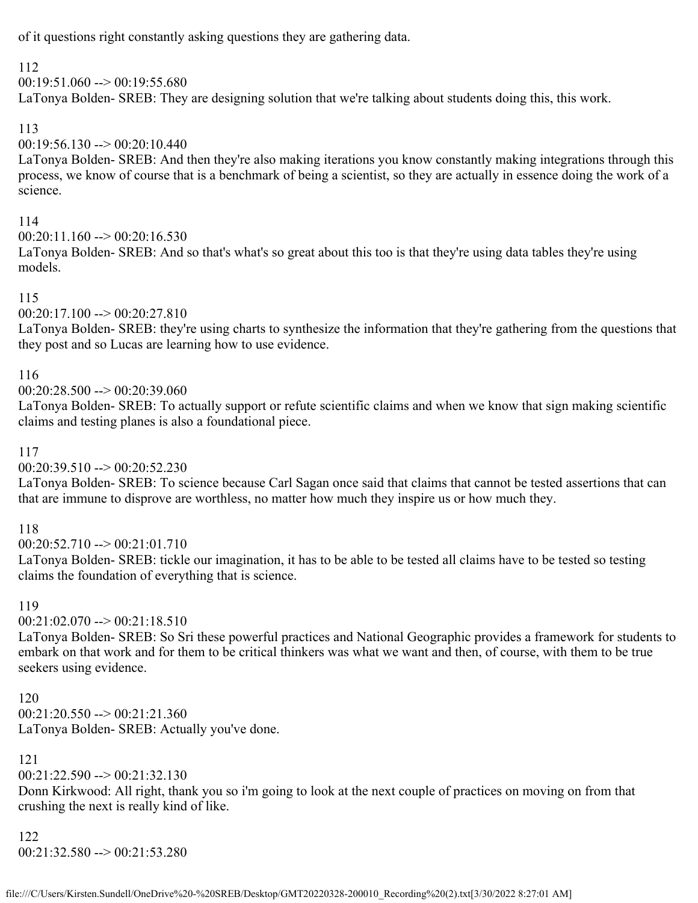of it questions right constantly asking questions they are gathering data.

112
00:19:51.060 --> 00:19:55.680
LaTonya Bolden- SREB: They are designing solution that we're talking about students doing this, this work.

113
00:19:56.130 --> 00:20:10.440
LaTonya Bolden- SREB: And then they're also making iterations you know constantly making integrations through this process, we know of course that is a benchmark of being a scientist, so they are actually in essence doing the work of a science.

114
00:20:11.160 --> 00:20:16.530
LaTonya Bolden- SREB: And so that's what's so great about this too is that they're using data tables they're using models.

115
00:20:17.100 --> 00:20:27.810
LaTonya Bolden- SREB: they're using charts to synthesize the information that they're gathering from the questions that they post and so Lucas are learning how to use evidence.

116
00:20:28.500 --> 00:20:39.060
LaTonya Bolden- SREB: To actually support or refute scientific claims and when we know that sign making scientific claims and testing planes is also a foundational piece.

117
00:20:39.510 --> 00:20:52.230
LaTonya Bolden- SREB: To science because Carl Sagan once said that claims that cannot be tested assertions that can that are immune to disprove are worthless, no matter how much they inspire us or how much they.

118
00:20:52.710 --> 00:21:01.710
LaTonya Bolden- SREB: tickle our imagination, it has to be able to be tested all claims have to be tested so testing claims the foundation of everything that is science.

119
00:21:02.070 --> 00:21:18.510
LaTonya Bolden- SREB: So Sri these powerful practices and National Geographic provides a framework for students to embark on that work and for them to be critical thinkers was what we want and then, of course, with them to be true seekers using evidence.

120
00:21:20.550 --> 00:21:21.360
LaTonya Bolden- SREB: Actually you've done.

121
00:21:22.590 --> 00:21:32.130
Donn Kirkwood: All right, thank you so i'm going to look at the next couple of practices on moving on from that crushing the next is really kind of like.

122
00:21:32.580 --> 00:21:53.280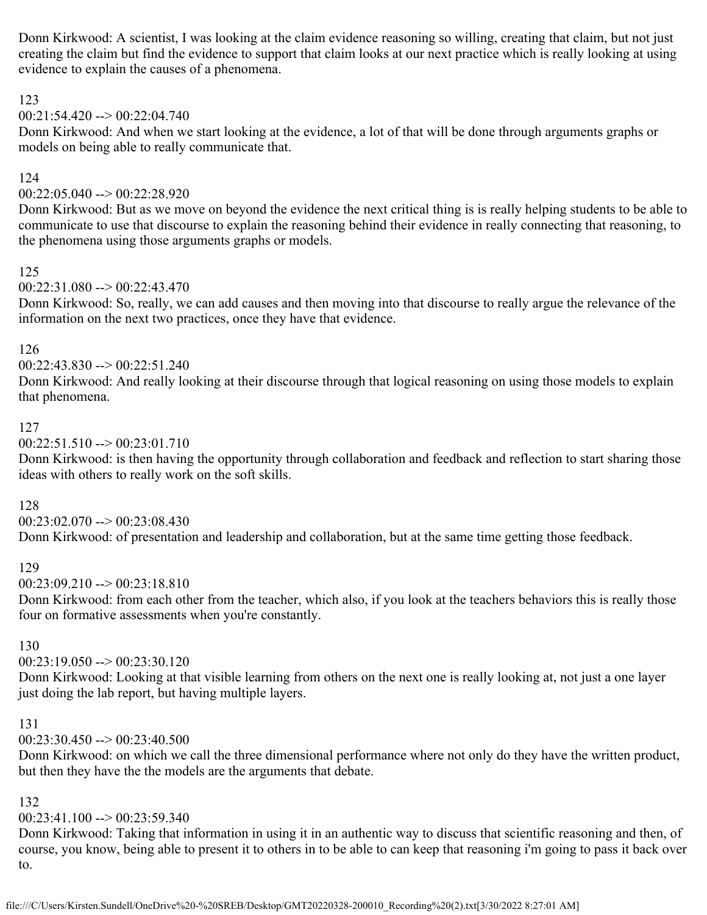Donn Kirkwood: A scientist, I was looking at the claim evidence reasoning so willing, creating that claim, but not just creating the claim but find the evidence to support that claim looks at our next practice which is really looking at using evidence to explain the causes of a phenomena.

123
00:21:54.420 --> 00:22:04.740
Donn Kirkwood: And when we start looking at the evidence, a lot of that will be done through arguments graphs or models on being able to really communicate that.

124
00:22:05.040 --> 00:22:28.920
Donn Kirkwood: But as we move on beyond the evidence the next critical thing is is really helping students to be able to communicate to use that discourse to explain the reasoning behind their evidence in really connecting that reasoning, to the phenomena using those arguments graphs or models.

125
00:22:31.080 --> 00:22:43.470
Donn Kirkwood: So, really, we can add causes and then moving into that discourse to really argue the relevance of the information on the next two practices, once they have that evidence.

126
00:22:43.830 --> 00:22:51.240
Donn Kirkwood: And really looking at their discourse through that logical reasoning on using those models to explain that phenomena.

127
00:22:51.510 --> 00:23:01.710
Donn Kirkwood: is then having the opportunity through collaboration and feedback and reflection to start sharing those ideas with others to really work on the soft skills.

128
00:23:02.070 --> 00:23:08.430
Donn Kirkwood: of presentation and leadership and collaboration, but at the same time getting those feedback.

129
00:23:09.210 --> 00:23:18.810
Donn Kirkwood: from each other from the teacher, which also, if you look at the teachers behaviors this is really those four on formative assessments when you're constantly.

130
00:23:19.050 --> 00:23:30.120
Donn Kirkwood: Looking at that visible learning from others on the next one is really looking at, not just a one layer just doing the lab report, but having multiple layers.

131
00:23:30.450 --> 00:23:40.500
Donn Kirkwood: on which we call the three dimensional performance where not only do they have the written product, but then they have the the models are the arguments that debate.

132
00:23:41.100 --> 00:23:59.340
Donn Kirkwood: Taking that information in using it in an authentic way to discuss that scientific reasoning and then, of course, you know, being able to present it to others in to be able to can keep that reasoning i'm going to pass it back over to.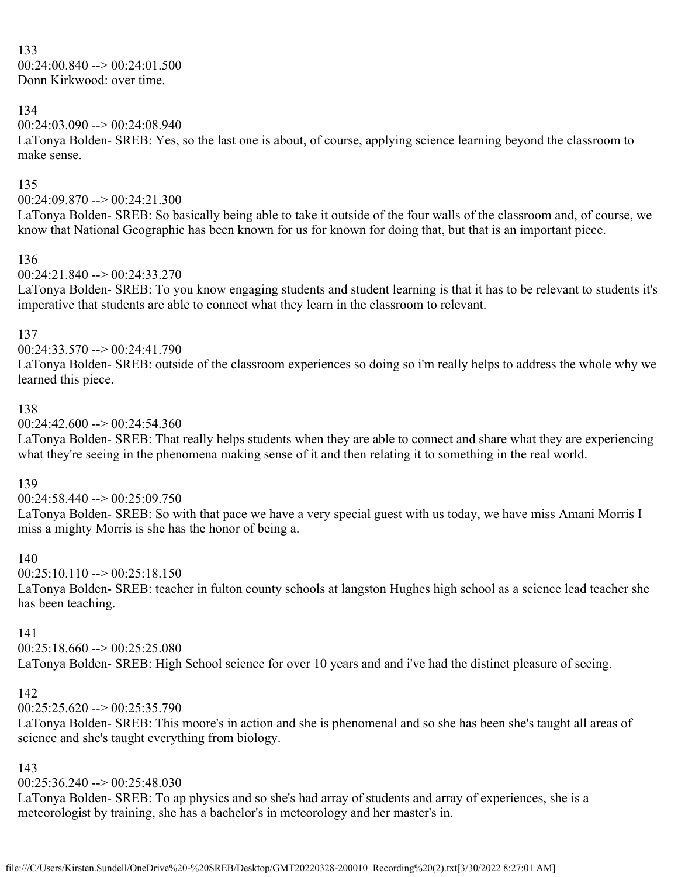133
00:24:00.840 --> 00:24:01.500
Donn Kirkwood: over time.

134
00:24:03.090 --> 00:24:08.940
LaTonya Bolden- SREB: Yes, so the last one is about, of course, applying science learning beyond the classroom to make sense.

135
00:24:09.870 --> 00:24:21.300
LaTonya Bolden- SREB: So basically being able to take it outside of the four walls of the classroom and, of course, we know that National Geographic has been known for us for known for doing that, but that is an important piece.

136
00:24:21.840 --> 00:24:33.270
LaTonya Bolden- SREB: To you know engaging students and student learning is that it has to be relevant to students it's imperative that students are able to connect what they learn in the classroom to relevant.

137
00:24:33.570 --> 00:24:41.790
LaTonya Bolden- SREB: outside of the classroom experiences so doing so i'm really helps to address the whole why we learned this piece.

138
00:24:42.600 --> 00:24:54.360
LaTonya Bolden- SREB: That really helps students when they are able to connect and share what they are experiencing what they're seeing in the phenomena making sense of it and then relating it to something in the real world.

139
00:24:58.440 --> 00:25:09.750
LaTonya Bolden- SREB: So with that pace we have a very special guest with us today, we have miss Amani Morris I miss a mighty Morris is she has the honor of being a.

140
00:25:10.110 --> 00:25:18.150
LaTonya Bolden- SREB: teacher in fulton county schools at langston Hughes high school as a science lead teacher she has been teaching.

141
00:25:18.660 --> 00:25:25.080
LaTonya Bolden- SREB: High School science for over 10 years and and i've had the distinct pleasure of seeing.

142
00:25:25.620 --> 00:25:35.790
LaTonya Bolden- SREB: This moore's in action and she is phenomenal and so she has been she's taught all areas of science and she's taught everything from biology.

143
00:25:36.240 --> 00:25:48.030
LaTonya Bolden- SREB: To ap physics and so she's had array of students and array of experiences, she is a meteorologist by training, she has a bachelor's in meteorology and her master's in.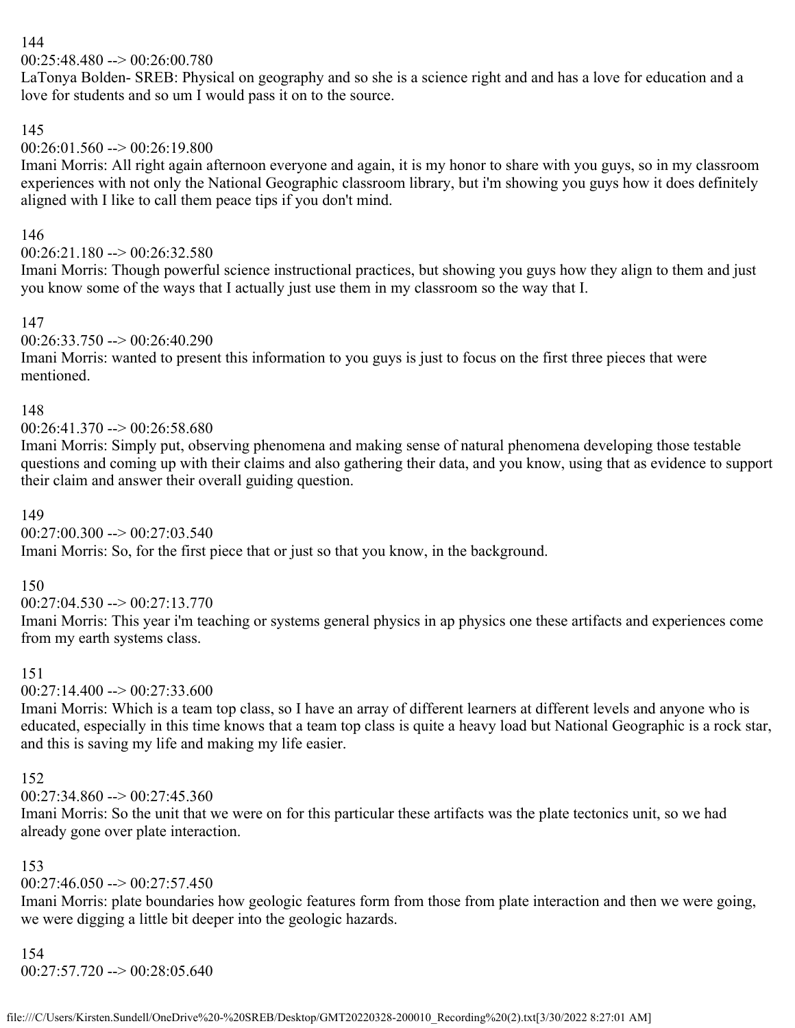144
00:25:48.480 --> 00:26:00.780
LaTonya Bolden- SREB: Physical on geography and so she is a science right and and has a love for education and a love for students and so um I would pass it on to the source.

145
00:26:01.560 --> 00:26:19.800
Imani Morris: All right again afternoon everyone and again, it is my honor to share with you guys, so in my classroom experiences with not only the National Geographic classroom library, but i'm showing you guys how it does definitely aligned with I like to call them peace tips if you don't mind.

146
00:26:21.180 --> 00:26:32.580
Imani Morris: Though powerful science instructional practices, but showing you guys how they align to them and just you know some of the ways that I actually just use them in my classroom so the way that I.

147
00:26:33.750 --> 00:26:40.290
Imani Morris: wanted to present this information to you guys is just to focus on the first three pieces that were mentioned.

148
00:26:41.370 --> 00:26:58.680
Imani Morris: Simply put, observing phenomena and making sense of natural phenomena developing those testable questions and coming up with their claims and also gathering their data, and you know, using that as evidence to support their claim and answer their overall guiding question.

149
00:27:00.300 --> 00:27:03.540
Imani Morris: So, for the first piece that or just so that you know, in the background.

150
00:27:04.530 --> 00:27:13.770
Imani Morris: This year i'm teaching or systems general physics in ap physics one these artifacts and experiences come from my earth systems class.

151
00:27:14.400 --> 00:27:33.600
Imani Morris: Which is a team top class, so I have an array of different learners at different levels and anyone who is educated, especially in this time knows that a team top class is quite a heavy load but National Geographic is a rock star, and this is saving my life and making my life easier.

152
00:27:34.860 --> 00:27:45.360
Imani Morris: So the unit that we were on for this particular these artifacts was the plate tectonics unit, so we had already gone over plate interaction.

153
00:27:46.050 --> 00:27:57.450
Imani Morris: plate boundaries how geologic features form from those from plate interaction and then we were going, we were digging a little bit deeper into the geologic hazards.

154
00:27:57.720 --> 00:28:05.640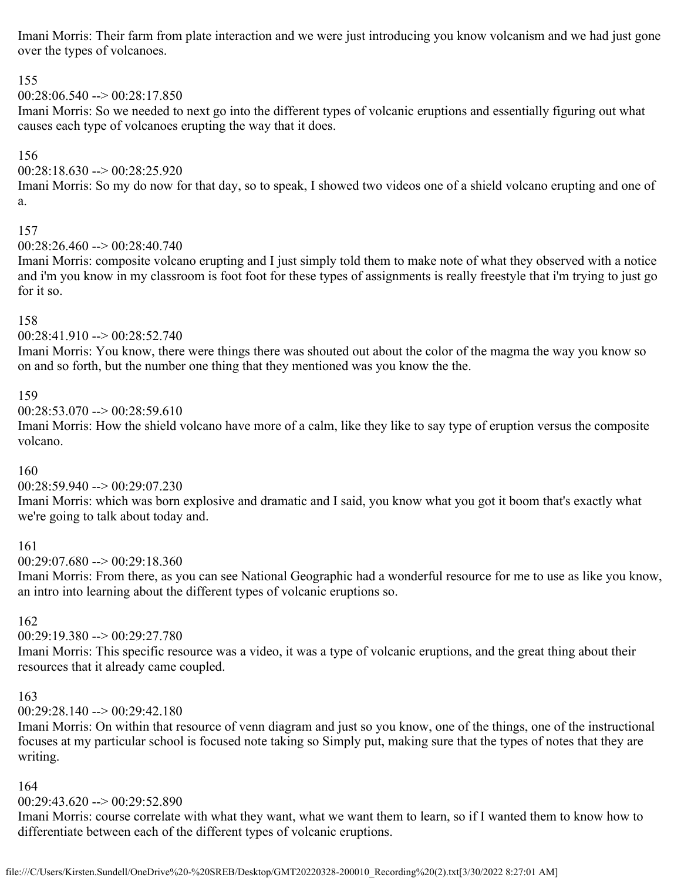Imani Morris: Their farm from plate interaction and we were just introducing you know volcanism and we had just gone over the types of volcanoes.

155
00:28:06.540 --> 00:28:17.850
Imani Morris: So we needed to next go into the different types of volcanic eruptions and essentially figuring out what causes each type of volcanoes erupting the way that it does.

156
00:28:18.630 --> 00:28:25.920
Imani Morris: So my do now for that day, so to speak, I showed two videos one of a shield volcano erupting and one of a.

157
00:28:26.460 --> 00:28:40.740
Imani Morris: composite volcano erupting and I just simply told them to make note of what they observed with a notice and i'm you know in my classroom is foot foot for these types of assignments is really freestyle that i'm trying to just go for it so.

158
00:28:41.910 --> 00:28:52.740
Imani Morris: You know, there were things there was shouted out about the color of the magma the way you know so on and so forth, but the number one thing that they mentioned was you know the the.

159
00:28:53.070 --> 00:28:59.610
Imani Morris: How the shield volcano have more of a calm, like they like to say type of eruption versus the composite volcano.

160
00:28:59.940 --> 00:29:07.230
Imani Morris: which was born explosive and dramatic and I said, you know what you got it boom that's exactly what we're going to talk about today and.

161
00:29:07.680 --> 00:29:18.360
Imani Morris: From there, as you can see National Geographic had a wonderful resource for me to use as like you know, an intro into learning about the different types of volcanic eruptions so.

162
00:29:19.380 --> 00:29:27.780
Imani Morris: This specific resource was a video, it was a type of volcanic eruptions, and the great thing about their resources that it already came coupled.

163
00:29:28.140 --> 00:29:42.180
Imani Morris: On within that resource of venn diagram and just so you know, one of the things, one of the instructional focuses at my particular school is focused note taking so Simply put, making sure that the types of notes that they are writing.

164
00:29:43.620 --> 00:29:52.890
Imani Morris: course correlate with what they want, what we want them to learn, so if I wanted them to know how to differentiate between each of the different types of volcanic eruptions.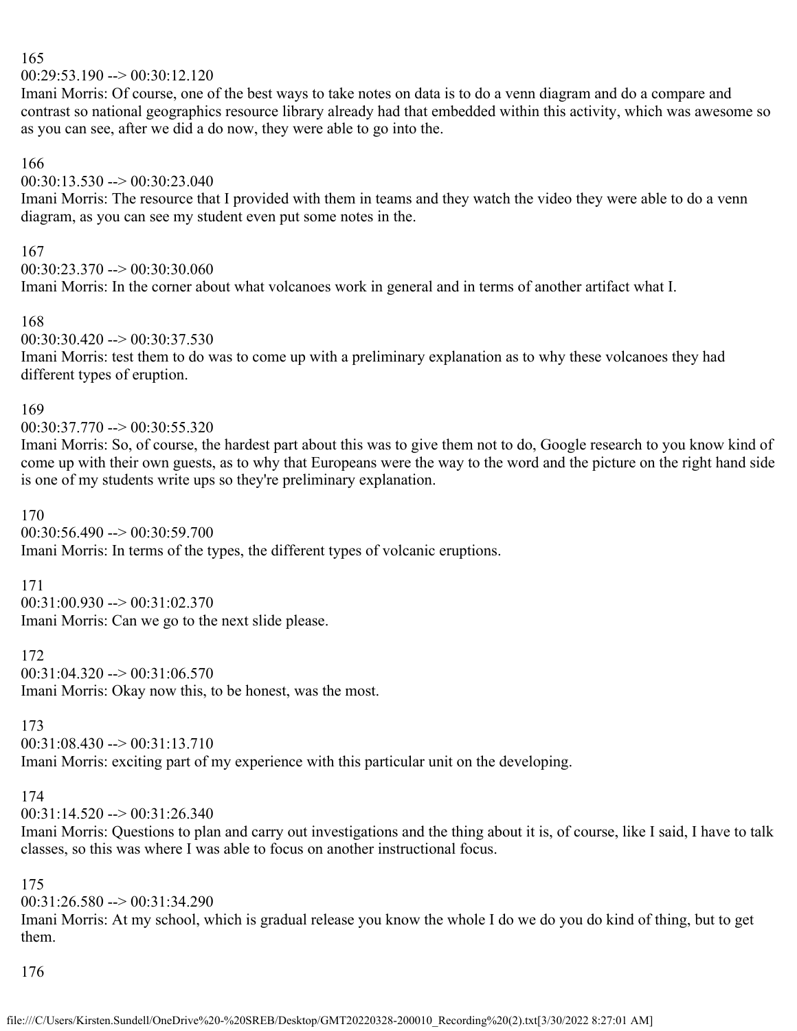165
00:29:53.190 --> 00:30:12.120
Imani Morris: Of course, one of the best ways to take notes on data is to do a venn diagram and do a compare and contrast so national geographics resource library already had that embedded within this activity, which was awesome so as you can see, after we did a do now, they were able to go into the.

166
00:30:13.530 --> 00:30:23.040
Imani Morris: The resource that I provided with them in teams and they watch the video they were able to do a venn diagram, as you can see my student even put some notes in the.

167
00:30:23.370 --> 00:30:30.060
Imani Morris: In the corner about what volcanoes work in general and in terms of another artifact what I.

168
00:30:30.420 --> 00:30:37.530
Imani Morris: test them to do was to come up with a preliminary explanation as to why these volcanoes they had different types of eruption.

169
00:30:37.770 --> 00:30:55.320
Imani Morris: So, of course, the hardest part about this was to give them not to do, Google research to you know kind of come up with their own guests, as to why that Europeans were the way to the word and the picture on the right hand side is one of my students write ups so they're preliminary explanation.

170
00:30:56.490 --> 00:30:59.700
Imani Morris: In terms of the types, the different types of volcanic eruptions.

171
00:31:00.930 --> 00:31:02.370
Imani Morris: Can we go to the next slide please.

172
00:31:04.320 --> 00:31:06.570
Imani Morris: Okay now this, to be honest, was the most.

173
00:31:08.430 --> 00:31:13.710
Imani Morris: exciting part of my experience with this particular unit on the developing.

174
00:31:14.520 --> 00:31:26.340
Imani Morris: Questions to plan and carry out investigations and the thing about it is, of course, like I said, I have to talk classes, so this was where I was able to focus on another instructional focus.

175
00:31:26.580 --> 00:31:34.290
Imani Morris: At my school, which is gradual release you know the whole I do we do you do kind of thing, but to get them.

176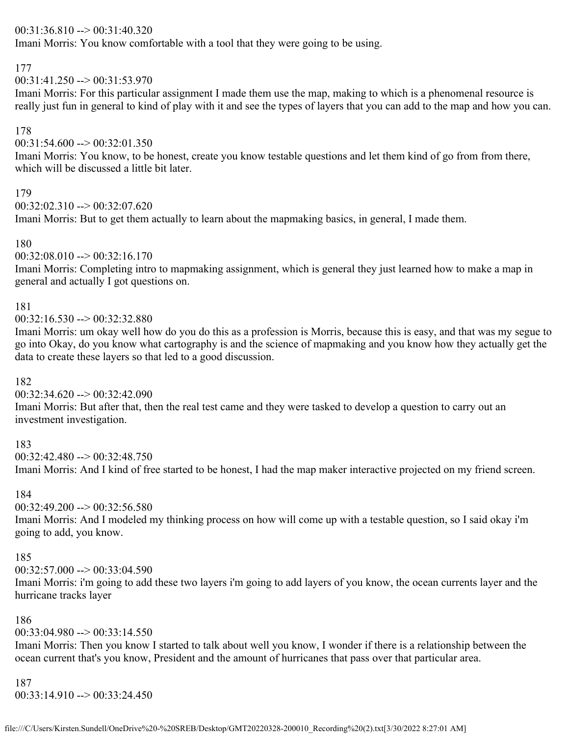00:31:36.810 --> 00:31:40.320
Imani Morris: You know comfortable with a tool that they were going to be using.

177
00:31:41.250 --> 00:31:53.970
Imani Morris: For this particular assignment I made them use the map, making to which is a phenomenal resource is really just fun in general to kind of play with it and see the types of layers that you can add to the map and how you can.

178
00:31:54.600 --> 00:32:01.350
Imani Morris: You know, to be honest, create you know testable questions and let them kind of go from from there, which will be discussed a little bit later.

179
00:32:02.310 --> 00:32:07.620
Imani Morris: But to get them actually to learn about the mapmaking basics, in general, I made them.

180
00:32:08.010 --> 00:32:16.170
Imani Morris: Completing intro to mapmaking assignment, which is general they just learned how to make a map in general and actually I got questions on.

181
00:32:16.530 --> 00:32:32.880
Imani Morris: um okay well how do you do this as a profession is Morris, because this is easy, and that was my segue to go into Okay, do you know what cartography is and the science of mapmaking and you know how they actually get the data to create these layers so that led to a good discussion.

182
00:32:34.620 --> 00:32:42.090
Imani Morris: But after that, then the real test came and they were tasked to develop a question to carry out an investment investigation.

183
00:32:42.480 --> 00:32:48.750
Imani Morris: And I kind of free started to be honest, I had the map maker interactive projected on my friend screen.

184
00:32:49.200 --> 00:32:56.580
Imani Morris: And I modeled my thinking process on how will come up with a testable question, so I said okay i'm going to add, you know.

185
00:32:57.000 --> 00:33:04.590
Imani Morris: i'm going to add these two layers i'm going to add layers of you know, the ocean currents layer and the hurricane tracks layer

186
00:33:04.980 --> 00:33:14.550
Imani Morris: Then you know I started to talk about well you know, I wonder if there is a relationship between the ocean current that's you know, President and the amount of hurricanes that pass over that particular area.

187
00:33:14.910 --> 00:33:24.450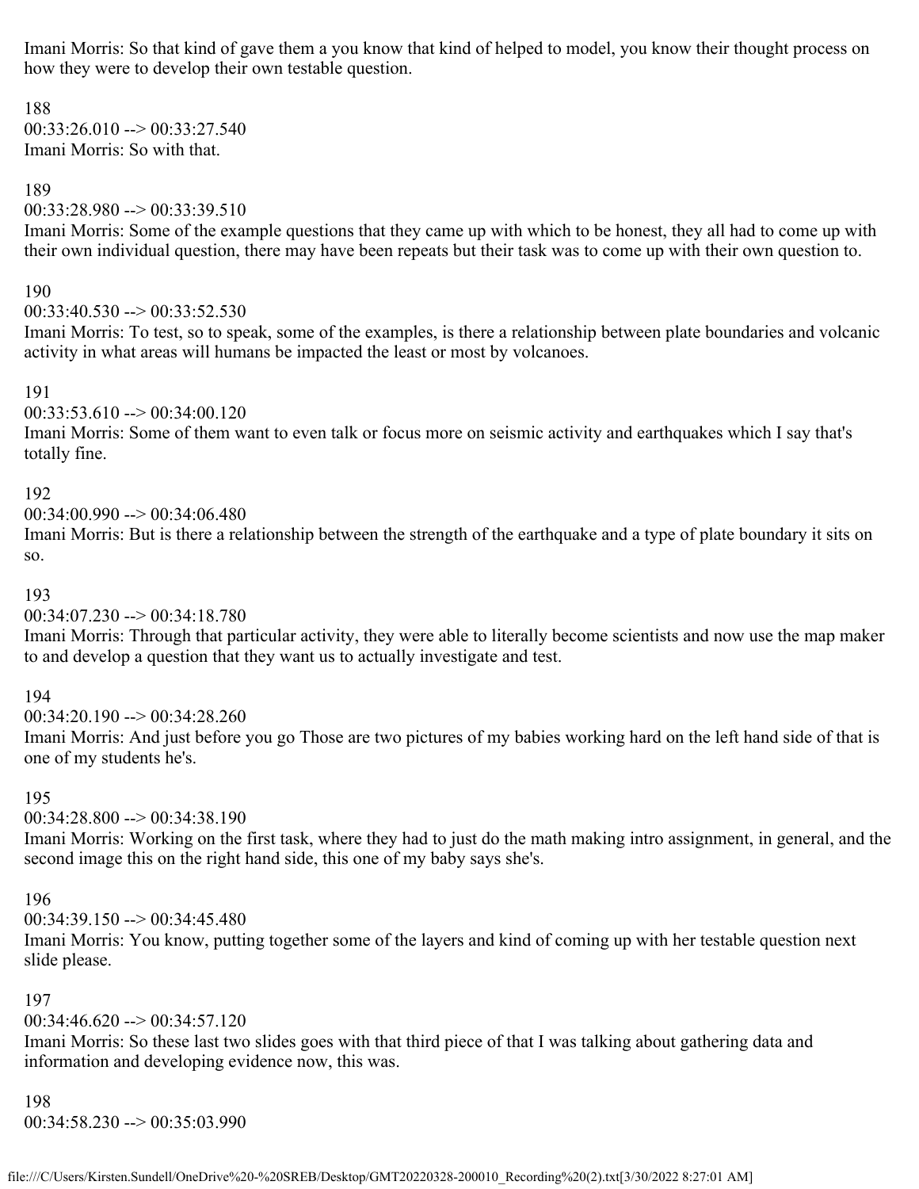Imani Morris: So that kind of gave them a you know that kind of helped to model, you know their thought process on how they were to develop their own testable question.

188
00:33:26.010 --> 00:33:27.540
Imani Morris: So with that.

189
00:33:28.980 --> 00:33:39.510
Imani Morris: Some of the example questions that they came up with which to be honest, they all had to come up with their own individual question, there may have been repeats but their task was to come up with their own question to.

190
00:33:40.530 --> 00:33:52.530
Imani Morris: To test, so to speak, some of the examples, is there a relationship between plate boundaries and volcanic activity in what areas will humans be impacted the least or most by volcanoes.

191
00:33:53.610 --> 00:34:00.120
Imani Morris: Some of them want to even talk or focus more on seismic activity and earthquakes which I say that's totally fine.

192
00:34:00.990 --> 00:34:06.480
Imani Morris: But is there a relationship between the strength of the earthquake and a type of plate boundary it sits on so.

193
00:34:07.230 --> 00:34:18.780
Imani Morris: Through that particular activity, they were able to literally become scientists and now use the map maker to and develop a question that they want us to actually investigate and test.

194
00:34:20.190 --> 00:34:28.260
Imani Morris: And just before you go Those are two pictures of my babies working hard on the left hand side of that is one of my students he's.

195
00:34:28.800 --> 00:34:38.190
Imani Morris: Working on the first task, where they had to just do the math making intro assignment, in general, and the second image this on the right hand side, this one of my baby says she's.

196
00:34:39.150 --> 00:34:45.480
Imani Morris: You know, putting together some of the layers and kind of coming up with her testable question next slide please.

197
00:34:46.620 --> 00:34:57.120
Imani Morris: So these last two slides goes with that third piece of that I was talking about gathering data and information and developing evidence now, this was.

198
00:34:58.230 --> 00:35:03.990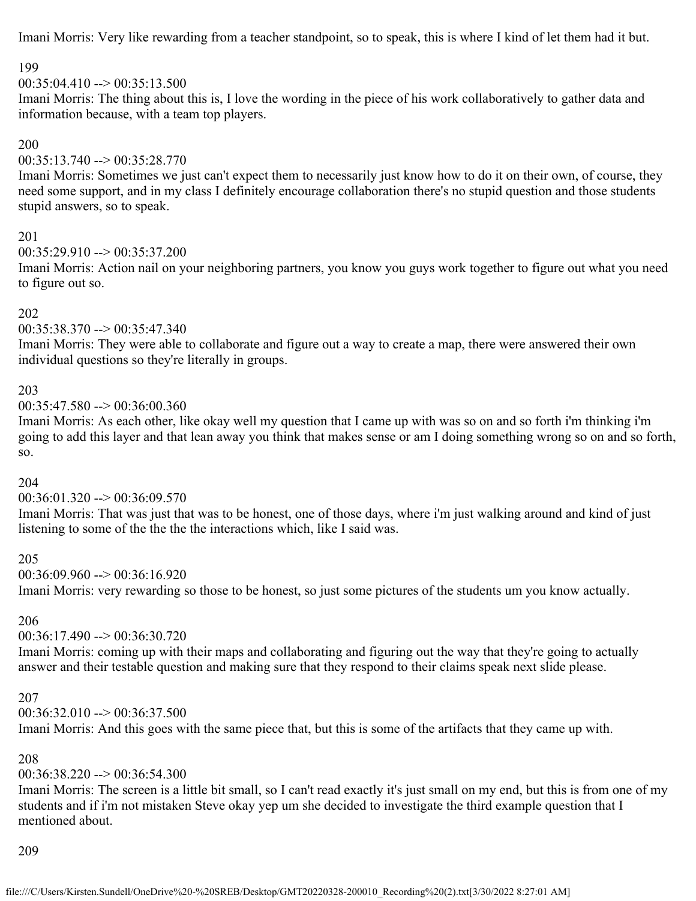Imani Morris: Very like rewarding from a teacher standpoint, so to speak, this is where I kind of let them had it but.

199

00:35:04.410 --> 00:35:13.500

Imani Morris: The thing about this is, I love the wording in the piece of his work collaboratively to gather data and information because, with a team top players.

200

00:35:13.740 --> 00:35:28.770

Imani Morris: Sometimes we just can't expect them to necessarily just know how to do it on their own, of course, they need some support, and in my class I definitely encourage collaboration there's no stupid question and those students stupid answers, so to speak.

201

00:35:29.910 --> 00:35:37.200

Imani Morris: Action nail on your neighboring partners, you know you guys work together to figure out what you need to figure out so.

202

00:35:38.370 --> 00:35:47.340

Imani Morris: They were able to collaborate and figure out a way to create a map, there were answered their own individual questions so they're literally in groups.

203

00:35:47.580 --> 00:36:00.360

Imani Morris: As each other, like okay well my question that I came up with was so on and so forth i'm thinking i'm going to add this layer and that lean away you think that makes sense or am I doing something wrong so on and so forth, so.

204

00:36:01.320 --> 00:36:09.570

Imani Morris: That was just that was to be honest, one of those days, where i'm just walking around and kind of just listening to some of the the the the interactions which, like I said was.

205

00:36:09.960 --> 00:36:16.920

Imani Morris: very rewarding so those to be honest, so just some pictures of the students um you know actually.

206

00:36:17.490 --> 00:36:30.720

Imani Morris: coming up with their maps and collaborating and figuring out the way that they're going to actually answer and their testable question and making sure that they respond to their claims speak next slide please.

207

00:36:32.010 --> 00:36:37.500

Imani Morris: And this goes with the same piece that, but this is some of the artifacts that they came up with.

208

00:36:38.220 --> 00:36:54.300

Imani Morris: The screen is a little bit small, so I can't read exactly it's just small on my end, but this is from one of my students and if i'm not mistaken Steve okay yep um she decided to investigate the third example question that I mentioned about.

209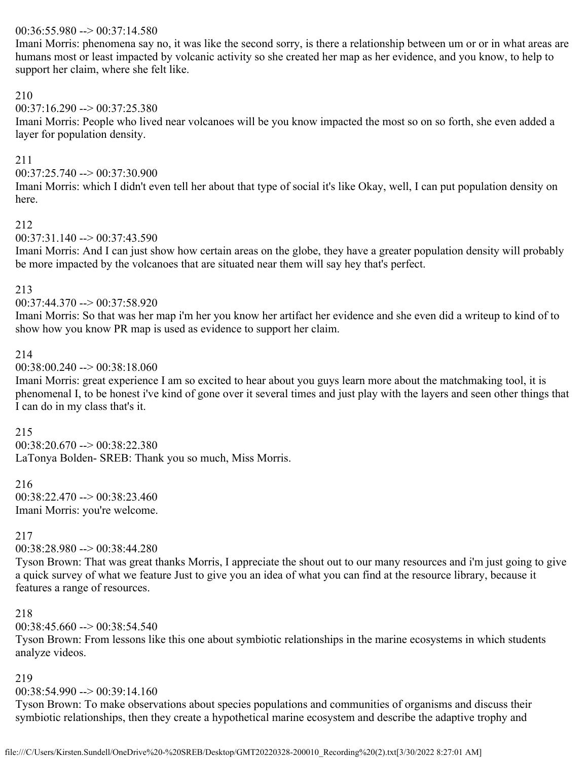00:36:55.980 --> 00:37:14.580
Imani Morris: phenomena say no, it was like the second sorry, is there a relationship between um or or in what areas are humans most or least impacted by volcanic activity so she created her map as her evidence, and you know, to help to support her claim, where she felt like.

210
00:37:16.290 --> 00:37:25.380
Imani Morris: People who lived near volcanoes will be you know impacted the most so on so forth, she even added a layer for population density.

211
00:37:25.740 --> 00:37:30.900
Imani Morris: which I didn't even tell her about that type of social it's like Okay, well, I can put population density on here.

212
00:37:31.140 --> 00:37:43.590
Imani Morris: And I can just show how certain areas on the globe, they have a greater population density will probably be more impacted by the volcanoes that are situated near them will say hey that's perfect.

213
00:37:44.370 --> 00:37:58.920
Imani Morris: So that was her map i'm her you know her artifact her evidence and she even did a writeup to kind of to show how you know PR map is used as evidence to support her claim.

214
00:38:00.240 --> 00:38:18.060
Imani Morris: great experience I am so excited to hear about you guys learn more about the matchmaking tool, it is phenomenal I, to be honest i've kind of gone over it several times and just play with the layers and seen other things that I can do in my class that's it.

215
00:38:20.670 --> 00:38:22.380
LaTonya Bolden- SREB: Thank you so much, Miss Morris.

216
00:38:22.470 --> 00:38:23.460
Imani Morris: you're welcome.

217
00:38:28.980 --> 00:38:44.280
Tyson Brown: That was great thanks Morris, I appreciate the shout out to our many resources and i'm just going to give a quick survey of what we feature Just to give you an idea of what you can find at the resource library, because it features a range of resources.

218
00:38:45.660 --> 00:38:54.540
Tyson Brown: From lessons like this one about symbiotic relationships in the marine ecosystems in which students analyze videos.

219
00:38:54.990 --> 00:39:14.160
Tyson Brown: To make observations about species populations and communities of organisms and discuss their symbiotic relationships, then they create a hypothetical marine ecosystem and describe the adaptive trophy and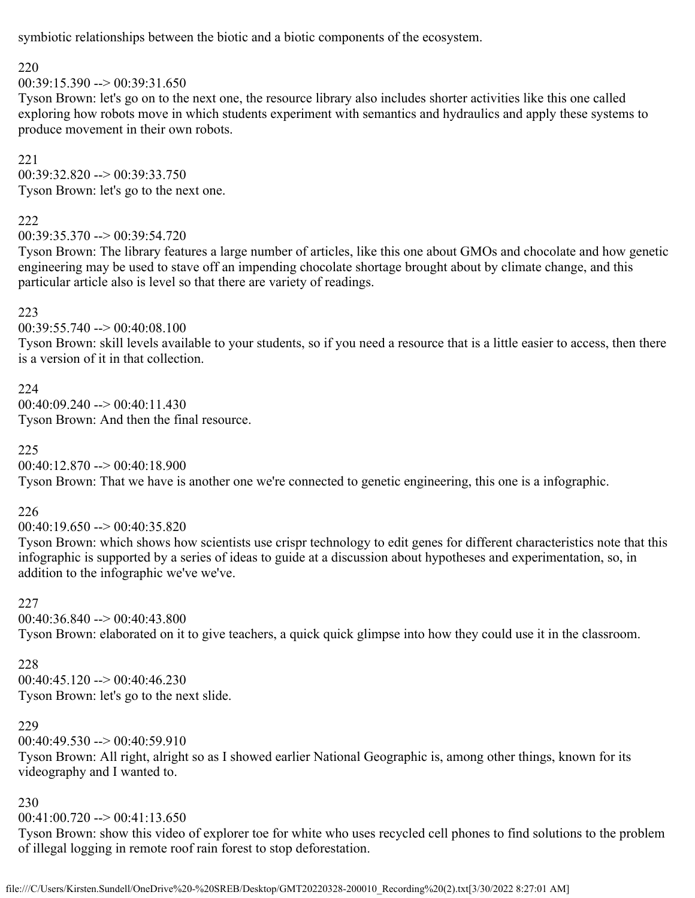symbiotic relationships between the biotic and a biotic components of the ecosystem.

220
00:39:15.390 --> 00:39:31.650
Tyson Brown: let's go on to the next one, the resource library also includes shorter activities like this one called exploring how robots move in which students experiment with semantics and hydraulics and apply these systems to produce movement in their own robots.

221
00:39:32.820 --> 00:39:33.750
Tyson Brown: let's go to the next one.

222
00:39:35.370 --> 00:39:54.720
Tyson Brown: The library features a large number of articles, like this one about GMOs and chocolate and how genetic engineering may be used to stave off an impending chocolate shortage brought about by climate change, and this particular article also is level so that there are variety of readings.

223
00:39:55.740 --> 00:40:08.100
Tyson Brown: skill levels available to your students, so if you need a resource that is a little easier to access, then there is a version of it in that collection.

224
00:40:09.240 --> 00:40:11.430
Tyson Brown: And then the final resource.

225
00:40:12.870 --> 00:40:18.900
Tyson Brown: That we have is another one we're connected to genetic engineering, this one is a infographic.

226
00:40:19.650 --> 00:40:35.820
Tyson Brown: which shows how scientists use crispr technology to edit genes for different characteristics note that this infographic is supported by a series of ideas to guide at a discussion about hypotheses and experimentation, so, in addition to the infographic we've we've.

227
00:40:36.840 --> 00:40:43.800
Tyson Brown: elaborated on it to give teachers, a quick quick glimpse into how they could use it in the classroom.

228
00:40:45.120 --> 00:40:46.230
Tyson Brown: let's go to the next slide.

229
00:40:49.530 --> 00:40:59.910
Tyson Brown: All right, alright so as I showed earlier National Geographic is, among other things, known for its videography and I wanted to.

230
00:41:00.720 --> 00:41:13.650
Tyson Brown: show this video of explorer toe for white who uses recycled cell phones to find solutions to the problem of illegal logging in remote roof rain forest to stop deforestation.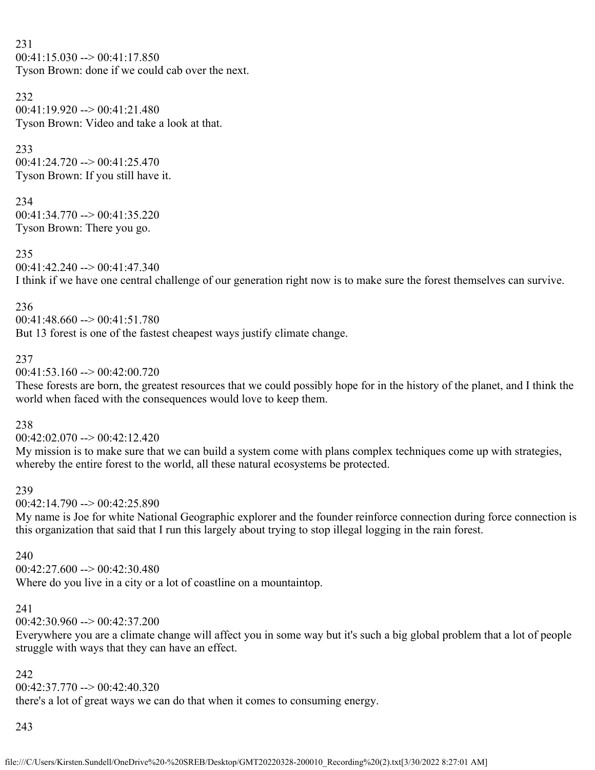231
00:41:15.030 --> 00:41:17.850
Tyson Brown: done if we could cab over the next.

232
00:41:19.920 --> 00:41:21.480
Tyson Brown: Video and take a look at that.

233
00:41:24.720 --> 00:41:25.470
Tyson Brown: If you still have it.

234
00:41:34.770 --> 00:41:35.220
Tyson Brown: There you go.

235
00:41:42.240 --> 00:41:47.340
I think if we have one central challenge of our generation right now is to make sure the forest themselves can survive.

236
00:41:48.660 --> 00:41:51.780
But 13 forest is one of the fastest cheapest ways justify climate change.

237
00:41:53.160 --> 00:42:00.720
These forests are born, the greatest resources that we could possibly hope for in the history of the planet, and I think the world when faced with the consequences would love to keep them.

238
00:42:02.070 --> 00:42:12.420
My mission is to make sure that we can build a system come with plans complex techniques come up with strategies, whereby the entire forest to the world, all these natural ecosystems be protected.

239
00:42:14.790 --> 00:42:25.890
My name is Joe for white National Geographic explorer and the founder reinforce connection during force connection is this organization that said that I run this largely about trying to stop illegal logging in the rain forest.

240
00:42:27.600 --> 00:42:30.480
Where do you live in a city or a lot of coastline on a mountaintop.

241
00:42:30.960 --> 00:42:37.200
Everywhere you are a climate change will affect you in some way but it's such a big global problem that a lot of people struggle with ways that they can have an effect.

242
00:42:37.770 --> 00:42:40.320
there's a lot of great ways we can do that when it comes to consuming energy.

243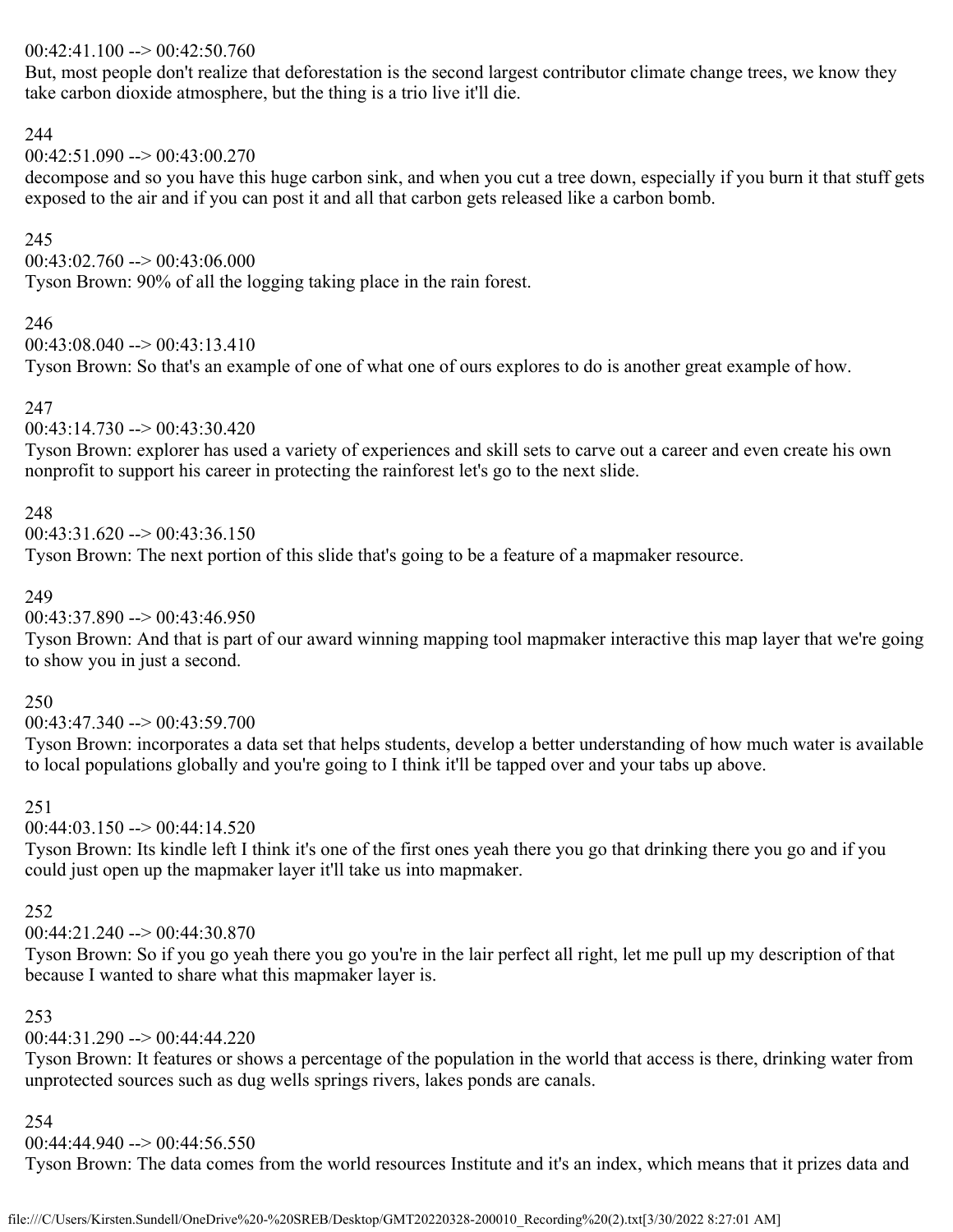00:42:41.100 --> 00:42:50.760
But, most people don't realize that deforestation is the second largest contributor climate change trees, we know they take carbon dioxide atmosphere, but the thing is a trio live it'll die.

244
00:42:51.090 --> 00:43:00.270
decompose and so you have this huge carbon sink, and when you cut a tree down, especially if you burn it that stuff gets exposed to the air and if you can post it and all that carbon gets released like a carbon bomb.

245
00:43:02.760 --> 00:43:06.000
Tyson Brown: 90% of all the logging taking place in the rain forest.

246
00:43:08.040 --> 00:43:13.410
Tyson Brown: So that's an example of one of what one of ours explores to do is another great example of how.

247
00:43:14.730 --> 00:43:30.420
Tyson Brown: explorer has used a variety of experiences and skill sets to carve out a career and even create his own nonprofit to support his career in protecting the rainforest let's go to the next slide.

248
00:43:31.620 --> 00:43:36.150
Tyson Brown: The next portion of this slide that's going to be a feature of a mapmaker resource.

249
00:43:37.890 --> 00:43:46.950
Tyson Brown: And that is part of our award winning mapping tool mapmaker interactive this map layer that we're going to show you in just a second.

250
00:43:47.340 --> 00:43:59.700
Tyson Brown: incorporates a data set that helps students, develop a better understanding of how much water is available to local populations globally and you're going to I think it'll be tapped over and your tabs up above.

251
00:44:03.150 --> 00:44:14.520
Tyson Brown: Its kindle left I think it's one of the first ones yeah there you go that drinking there you go and if you could just open up the mapmaker layer it'll take us into mapmaker.

252
00:44:21.240 --> 00:44:30.870
Tyson Brown: So if you go yeah there you go you're in the lair perfect all right, let me pull up my description of that because I wanted to share what this mapmaker layer is.

253
00:44:31.290 --> 00:44:44.220
Tyson Brown: It features or shows a percentage of the population in the world that access is there, drinking water from unprotected sources such as dug wells springs rivers, lakes ponds are canals.

254
00:44:44.940 --> 00:44:56.550
Tyson Brown: The data comes from the world resources Institute and it's an index, which means that it prizes data and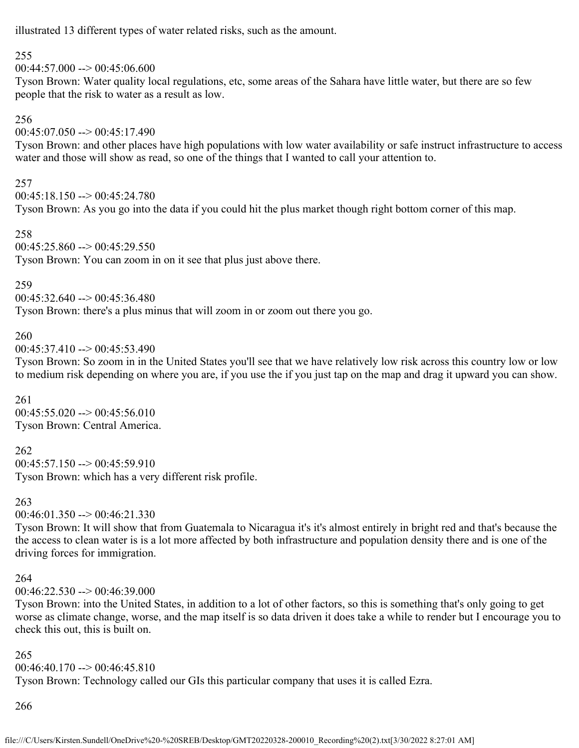illustrated 13 different types of water related risks, such as the amount.

255
00:44:57.000 --> 00:45:06.600
Tyson Brown: Water quality local regulations, etc, some areas of the Sahara have little water, but there are so few people that the risk to water as a result as low.

256
00:45:07.050 --> 00:45:17.490
Tyson Brown: and other places have high populations with low water availability or safe instruct infrastructure to access water and those will show as read, so one of the things that I wanted to call your attention to.

257
00:45:18.150 --> 00:45:24.780
Tyson Brown: As you go into the data if you could hit the plus market though right bottom corner of this map.

258
00:45:25.860 --> 00:45:29.550
Tyson Brown: You can zoom in on it see that plus just above there.

259
00:45:32.640 --> 00:45:36.480
Tyson Brown: there's a plus minus that will zoom in or zoom out there you go.

260
00:45:37.410 --> 00:45:53.490
Tyson Brown: So zoom in in the United States you'll see that we have relatively low risk across this country low or low to medium risk depending on where you are, if you use the if you just tap on the map and drag it upward you can show.

261
00:45:55.020 --> 00:45:56.010
Tyson Brown: Central America.

262
00:45:57.150 --> 00:45:59.910
Tyson Brown: which has a very different risk profile.

263
00:46:01.350 --> 00:46:21.330
Tyson Brown: It will show that from Guatemala to Nicaragua it's it's almost entirely in bright red and that's because the the access to clean water is is a lot more affected by both infrastructure and population density there and is one of the driving forces for immigration.

264
00:46:22.530 --> 00:46:39.000
Tyson Brown: into the United States, in addition to a lot of other factors, so this is something that's only going to get worse as climate change, worse, and the map itself is so data driven it does take a while to render but I encourage you to check this out, this is built on.

265
00:46:40.170 --> 00:46:45.810
Tyson Brown: Technology called our GIs this particular company that uses it is called Ezra.

266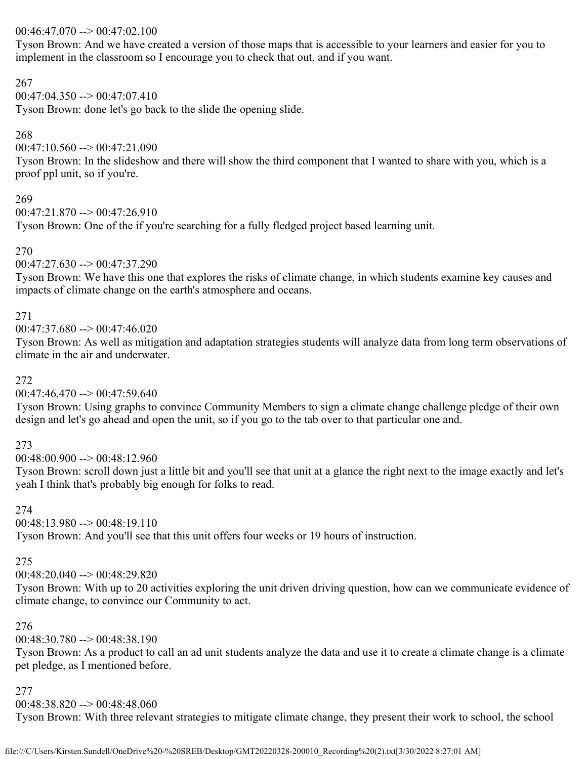00:46:47.070 --> 00:47:02.100
Tyson Brown: And we have created a version of those maps that is accessible to your learners and easier for you to implement in the classroom so I encourage you to check that out, and if you want.

267
00:47:04.350 --> 00:47:07.410
Tyson Brown: done let's go back to the slide the opening slide.

268
00:47:10.560 --> 00:47:21.090
Tyson Brown: In the slideshow and there will show the third component that I wanted to share with you, which is a proof ppl unit, so if you're.

269
00:47:21.870 --> 00:47:26.910
Tyson Brown: One of the if you're searching for a fully fledged project based learning unit.

270
00:47:27.630 --> 00:47:37.290
Tyson Brown: We have this one that explores the risks of climate change, in which students examine key causes and impacts of climate change on the earth's atmosphere and oceans.

271
00:47:37.680 --> 00:47:46.020
Tyson Brown: As well as mitigation and adaptation strategies students will analyze data from long term observations of climate in the air and underwater.

272
00:47:46.470 --> 00:47:59.640
Tyson Brown: Using graphs to convince Community Members to sign a climate change challenge pledge of their own design and let's go ahead and open the unit, so if you go to the tab over to that particular one and.

273
00:48:00.900 --> 00:48:12.960
Tyson Brown: scroll down just a little bit and you'll see that unit at a glance the right next to the image exactly and let's yeah I think that's probably big enough for folks to read.

274
00:48:13.980 --> 00:48:19.110
Tyson Brown: And you'll see that this unit offers four weeks or 19 hours of instruction.

275
00:48:20.040 --> 00:48:29.820
Tyson Brown: With up to 20 activities exploring the unit driven driving question, how can we communicate evidence of climate change, to convince our Community to act.

276
00:48:30.780 --> 00:48:38.190
Tyson Brown: As a product to call an ad unit students analyze the data and use it to create a climate change is a climate pet pledge, as I mentioned before.

277
00:48:38.820 --> 00:48:48.060
Tyson Brown: With three relevant strategies to mitigate climate change, they present their work to school, the school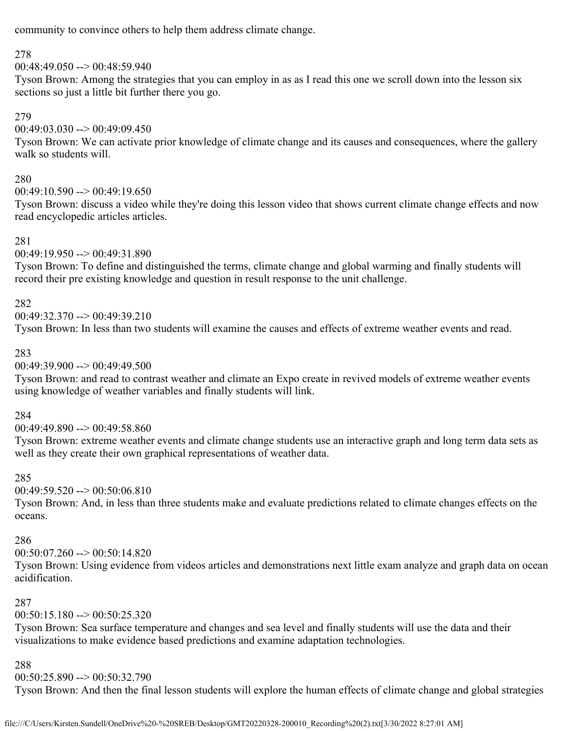community to convince others to help them address climate change.

278
00:48:49.050 --> 00:48:59.940
Tyson Brown: Among the strategies that you can employ in as as I read this one we scroll down into the lesson six sections so just a little bit further there you go.

279
00:49:03.030 --> 00:49:09.450
Tyson Brown: We can activate prior knowledge of climate change and its causes and consequences, where the gallery walk so students will.

280
00:49:10.590 --> 00:49:19.650
Tyson Brown: discuss a video while they're doing this lesson video that shows current climate change effects and now read encyclopedic articles articles.

281
00:49:19.950 --> 00:49:31.890
Tyson Brown: To define and distinguished the terms, climate change and global warming and finally students will record their pre existing knowledge and question in result response to the unit challenge.

282
00:49:32.370 --> 00:49:39.210
Tyson Brown: In less than two students will examine the causes and effects of extreme weather events and read.

283
00:49:39.900 --> 00:49:49.500
Tyson Brown: and read to contrast weather and climate an Expo create in revived models of extreme weather events using knowledge of weather variables and finally students will link.

284
00:49:49.890 --> 00:49:58.860
Tyson Brown: extreme weather events and climate change students use an interactive graph and long term data sets as well as they create their own graphical representations of weather data.

285
00:49:59.520 --> 00:50:06.810
Tyson Brown: And, in less than three students make and evaluate predictions related to climate changes effects on the oceans.

286
00:50:07.260 --> 00:50:14.820
Tyson Brown: Using evidence from videos articles and demonstrations next little exam analyze and graph data on ocean acidification.

287
00:50:15.180 --> 00:50:25.320
Tyson Brown: Sea surface temperature and changes and sea level and finally students will use the data and their visualizations to make evidence based predictions and examine adaptation technologies.

288
00:50:25.890 --> 00:50:32.790
Tyson Brown: And then the final lesson students will explore the human effects of climate change and global strategies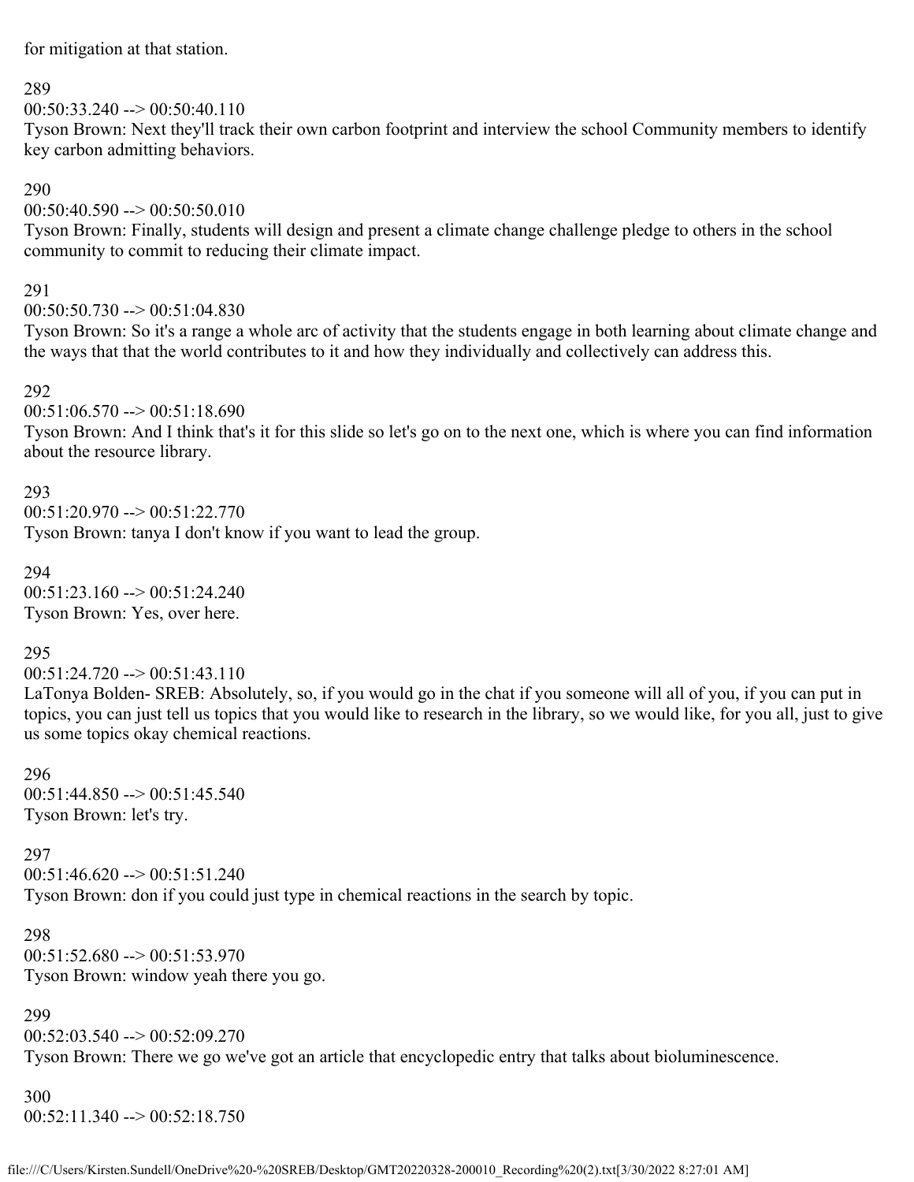for mitigation at that station.

289
00:50:33.240 --> 00:50:40.110
Tyson Brown: Next they'll track their own carbon footprint and interview the school Community members to identify key carbon admitting behaviors.

290
00:50:40.590 --> 00:50:50.010
Tyson Brown: Finally, students will design and present a climate change challenge pledge to others in the school community to commit to reducing their climate impact.

291
00:50:50.730 --> 00:51:04.830
Tyson Brown: So it's a range a whole arc of activity that the students engage in both learning about climate change and the ways that that the world contributes to it and how they individually and collectively can address this.

292
00:51:06.570 --> 00:51:18.690
Tyson Brown: And I think that's it for this slide so let's go on to the next one, which is where you can find information about the resource library.

293
00:51:20.970 --> 00:51:22.770
Tyson Brown: tanya I don't know if you want to lead the group.

294
00:51:23.160 --> 00:51:24.240
Tyson Brown: Yes, over here.

295
00:51:24.720 --> 00:51:43.110
LaTonya Bolden- SREB: Absolutely, so, if you would go in the chat if you someone will all of you, if you can put in topics, you can just tell us topics that you would like to research in the library, so we would like, for you all, just to give us some topics okay chemical reactions.

296
00:51:44.850 --> 00:51:45.540
Tyson Brown: let's try.

297
00:51:46.620 --> 00:51:51.240
Tyson Brown: don if you could just type in chemical reactions in the search by topic.

298
00:51:52.680 --> 00:51:53.970
Tyson Brown: window yeah there you go.

299
00:52:03.540 --> 00:52:09.270
Tyson Brown: There we go we've got an article that encyclopedic entry that talks about bioluminescence.

300
00:52:11.340 --> 00:52:18.750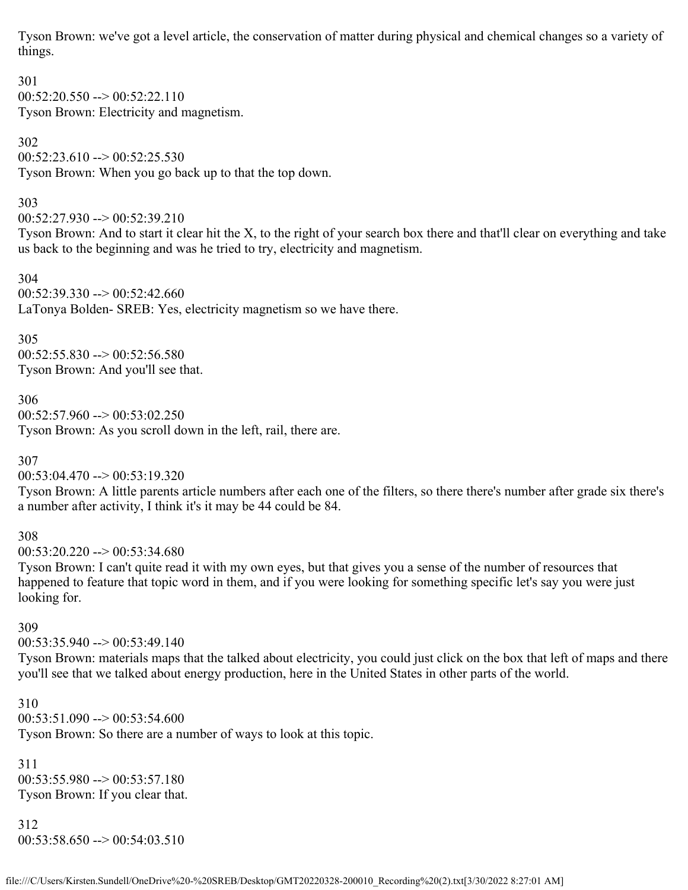Tyson Brown: we've got a level article, the conservation of matter during physical and chemical changes so a variety of things.

301
00:52:20.550 --> 00:52:22.110
Tyson Brown: Electricity and magnetism.

302
00:52:23.610 --> 00:52:25.530
Tyson Brown: When you go back up to that the top down.

303
00:52:27.930 --> 00:52:39.210
Tyson Brown: And to start it clear hit the X, to the right of your search box there and that'll clear on everything and take us back to the beginning and was he tried to try, electricity and magnetism.

304
00:52:39.330 --> 00:52:42.660
LaTonya Bolden- SREB: Yes, electricity magnetism so we have there.

305
00:52:55.830 --> 00:52:56.580
Tyson Brown: And you'll see that.

306
00:52:57.960 --> 00:53:02.250
Tyson Brown: As you scroll down in the left, rail, there are.

307
00:53:04.470 --> 00:53:19.320
Tyson Brown: A little parents article numbers after each one of the filters, so there there's number after grade six there's a number after activity, I think it's it may be 44 could be 84.

308
00:53:20.220 --> 00:53:34.680
Tyson Brown: I can't quite read it with my own eyes, but that gives you a sense of the number of resources that happened to feature that topic word in them, and if you were looking for something specific let's say you were just looking for.

309
00:53:35.940 --> 00:53:49.140
Tyson Brown: materials maps that the talked about electricity, you could just click on the box that left of maps and there you'll see that we talked about energy production, here in the United States in other parts of the world.

310
00:53:51.090 --> 00:53:54.600
Tyson Brown: So there are a number of ways to look at this topic.

311
00:53:55.980 --> 00:53:57.180
Tyson Brown: If you clear that.

312
00:53:58.650 --> 00:54:03.510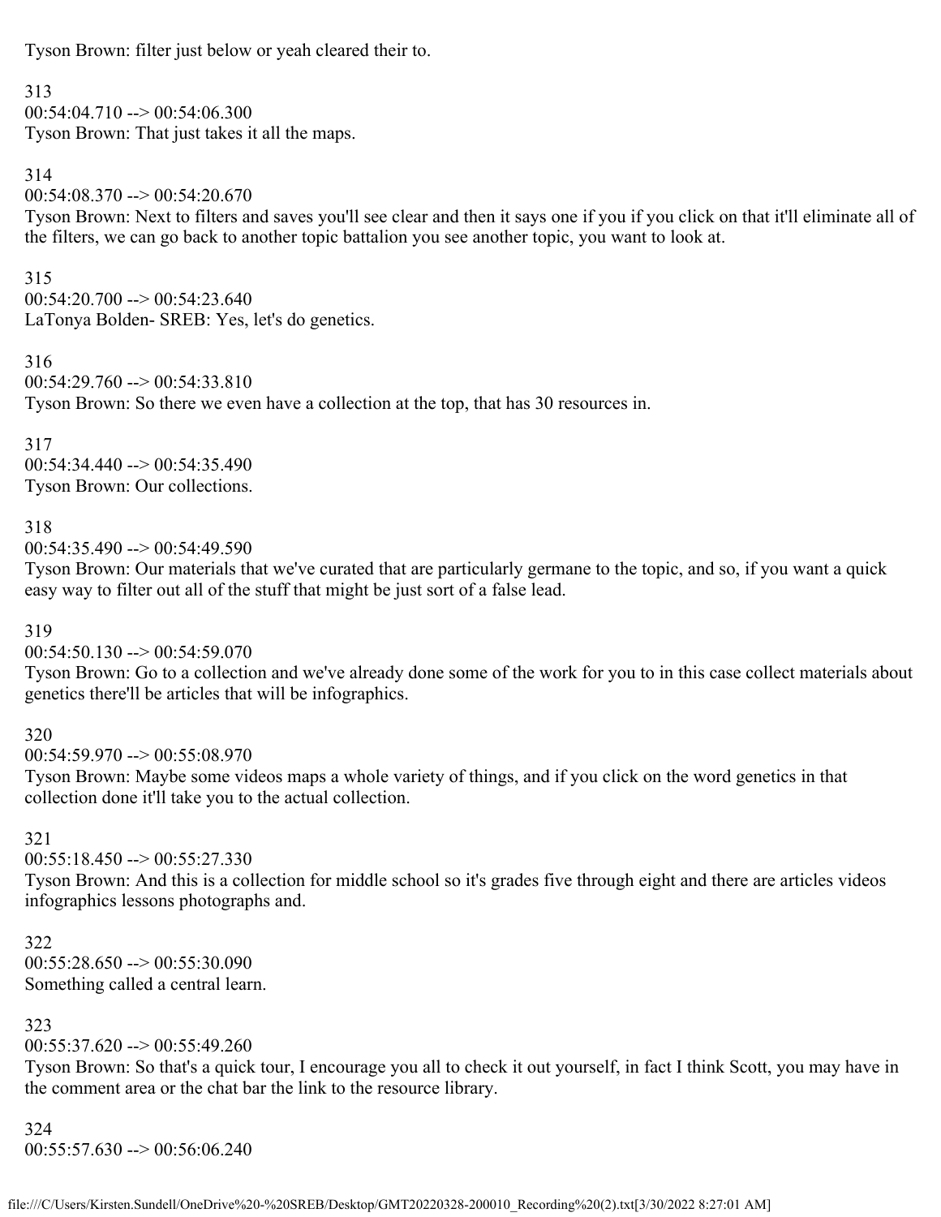Tyson Brown: filter just below or yeah cleared their to.

313
00:54:04.710 --> 00:54:06.300
Tyson Brown: That just takes it all the maps.

314
00:54:08.370 --> 00:54:20.670
Tyson Brown: Next to filters and saves you'll see clear and then it says one if you if you click on that it'll eliminate all of the filters, we can go back to another topic battalion you see another topic, you want to look at.

315
00:54:20.700 --> 00:54:23.640
LaTonya Bolden- SREB: Yes, let's do genetics.

316
00:54:29.760 --> 00:54:33.810
Tyson Brown: So there we even have a collection at the top, that has 30 resources in.

317
00:54:34.440 --> 00:54:35.490
Tyson Brown: Our collections.

318
00:54:35.490 --> 00:54:49.590
Tyson Brown: Our materials that we've curated that are particularly germane to the topic, and so, if you want a quick easy way to filter out all of the stuff that might be just sort of a false lead.

319
00:54:50.130 --> 00:54:59.070
Tyson Brown: Go to a collection and we've already done some of the work for you to in this case collect materials about genetics there'll be articles that will be infographics.

320
00:54:59.970 --> 00:55:08.970
Tyson Brown: Maybe some videos maps a whole variety of things, and if you click on the word genetics in that collection done it'll take you to the actual collection.

321
00:55:18.450 --> 00:55:27.330
Tyson Brown: And this is a collection for middle school so it's grades five through eight and there are articles videos infographics lessons photographs and.

322
00:55:28.650 --> 00:55:30.090
Something called a central learn.

323
00:55:37.620 --> 00:55:49.260
Tyson Brown: So that's a quick tour, I encourage you all to check it out yourself, in fact I think Scott, you may have in the comment area or the chat bar the link to the resource library.

324
00:55:57.630 --> 00:56:06.240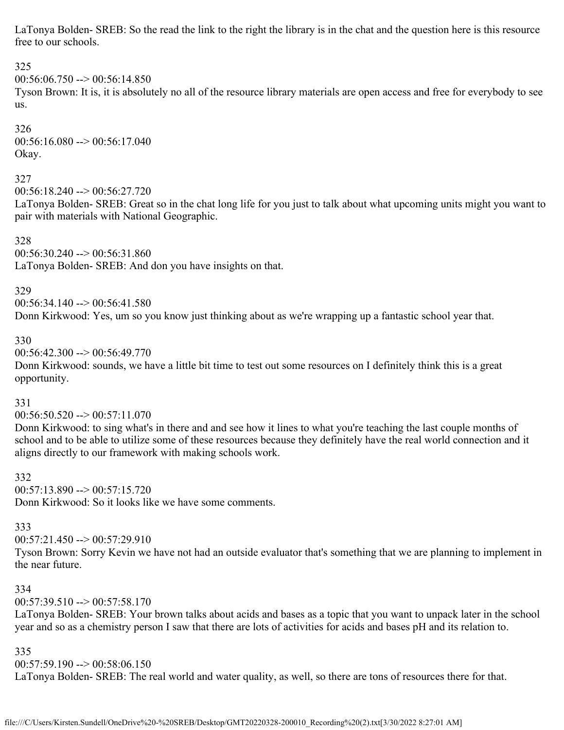LaTonya Bolden- SREB: So the read the link to the right the library is in the chat and the question here is this resource free to our schools.

325
00:56:06.750 --> 00:56:14.850
Tyson Brown: It is, it is absolutely no all of the resource library materials are open access and free for everybody to see us.

326
00:56:16.080 --> 00:56:17.040
Okay.

327
00:56:18.240 --> 00:56:27.720
LaTonya Bolden- SREB: Great so in the chat long life for you just to talk about what upcoming units might you want to pair with materials with National Geographic.

328
00:56:30.240 --> 00:56:31.860
LaTonya Bolden- SREB: And don you have insights on that.

329
00:56:34.140 --> 00:56:41.580
Donn Kirkwood: Yes, um so you know just thinking about as we're wrapping up a fantastic school year that.

330
00:56:42.300 --> 00:56:49.770
Donn Kirkwood: sounds, we have a little bit time to test out some resources on I definitely think this is a great opportunity.

331
00:56:50.520 --> 00:57:11.070
Donn Kirkwood: to sing what's in there and and see how it lines to what you're teaching the last couple months of school and to be able to utilize some of these resources because they definitely have the real world connection and it aligns directly to our framework with making schools work.

332
00:57:13.890 --> 00:57:15.720
Donn Kirkwood: So it looks like we have some comments.

333
00:57:21.450 --> 00:57:29.910
Tyson Brown: Sorry Kevin we have not had an outside evaluator that's something that we are planning to implement in the near future.

334
00:57:39.510 --> 00:57:58.170
LaTonya Bolden- SREB: Your brown talks about acids and bases as a topic that you want to unpack later in the school year and so as a chemistry person I saw that there are lots of activities for acids and bases pH and its relation to.

335
00:57:59.190 --> 00:58:06.150
LaTonya Bolden- SREB: The real world and water quality, as well, so there are tons of resources there for that.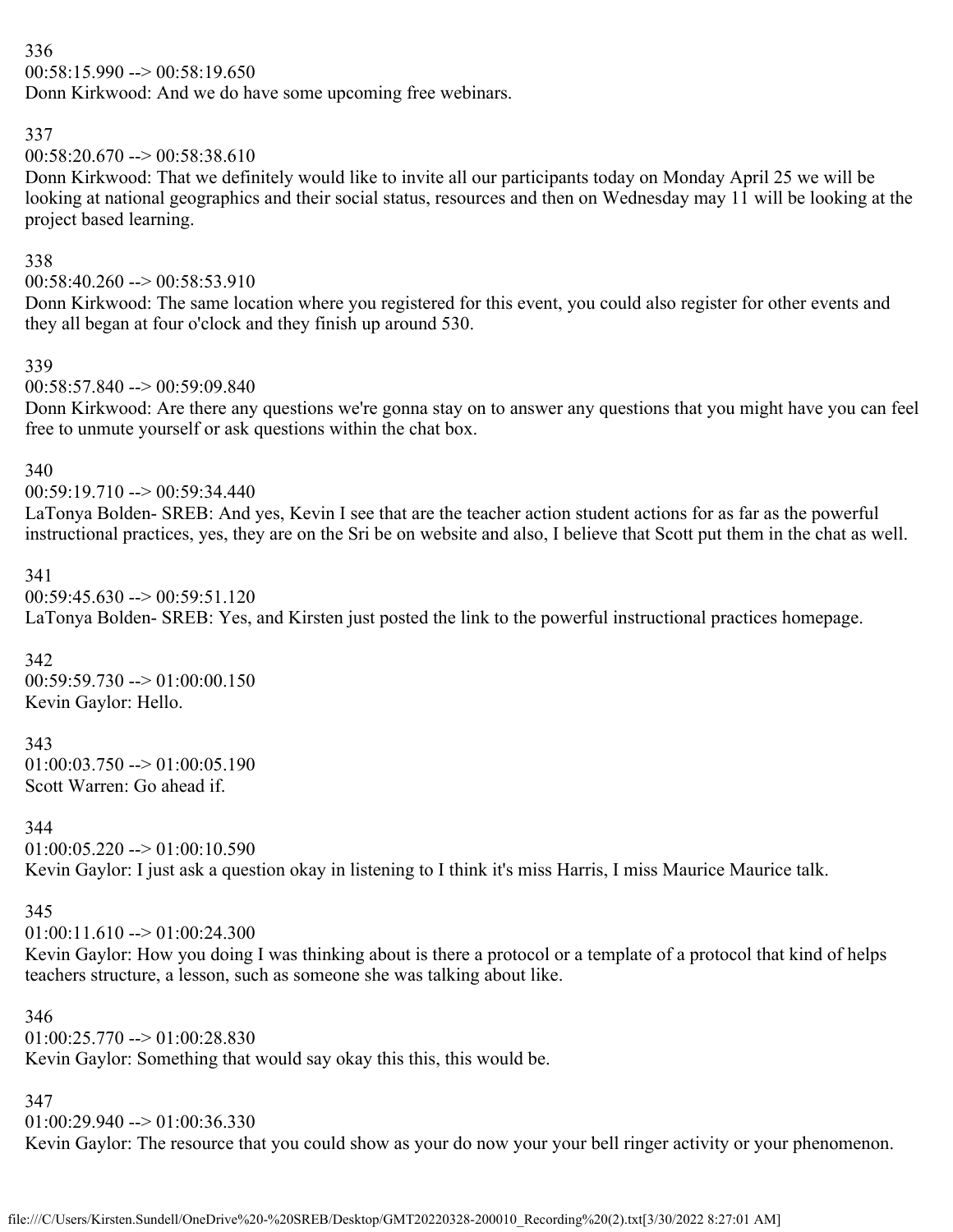336
00:58:15.990 --> 00:58:19.650
Donn Kirkwood: And we do have some upcoming free webinars.

337
00:58:20.670 --> 00:58:38.610
Donn Kirkwood: That we definitely would like to invite all our participants today on Monday April 25 we will be looking at national geographics and their social status, resources and then on Wednesday may 11 will be looking at the project based learning.

338
00:58:40.260 --> 00:58:53.910
Donn Kirkwood: The same location where you registered for this event, you could also register for other events and they all began at four o'clock and they finish up around 530.

339
00:58:57.840 --> 00:59:09.840
Donn Kirkwood: Are there any questions we're gonna stay on to answer any questions that you might have you can feel free to unmute yourself or ask questions within the chat box.

340
00:59:19.710 --> 00:59:34.440
LaTonya Bolden- SREB: And yes, Kevin I see that are the teacher action student actions for as far as the powerful instructional practices, yes, they are on the Sri be on website and also, I believe that Scott put them in the chat as well.

341
00:59:45.630 --> 00:59:51.120
LaTonya Bolden- SREB: Yes, and Kirsten just posted the link to the powerful instructional practices homepage.

342
00:59:59.730 --> 01:00:00.150
Kevin Gaylor: Hello.

343
01:00:03.750 --> 01:00:05.190
Scott Warren: Go ahead if.

344
01:00:05.220 --> 01:00:10.590
Kevin Gaylor: I just ask a question okay in listening to I think it's miss Harris, I miss Maurice Maurice talk.

345
01:00:11.610 --> 01:00:24.300
Kevin Gaylor: How you doing I was thinking about is there a protocol or a template of a protocol that kind of helps teachers structure, a lesson, such as someone she was talking about like.

346
01:00:25.770 --> 01:00:28.830
Kevin Gaylor: Something that would say okay this this, this would be.

347
01:00:29.940 --> 01:00:36.330
Kevin Gaylor: The resource that you could show as your do now your your bell ringer activity or your phenomenon.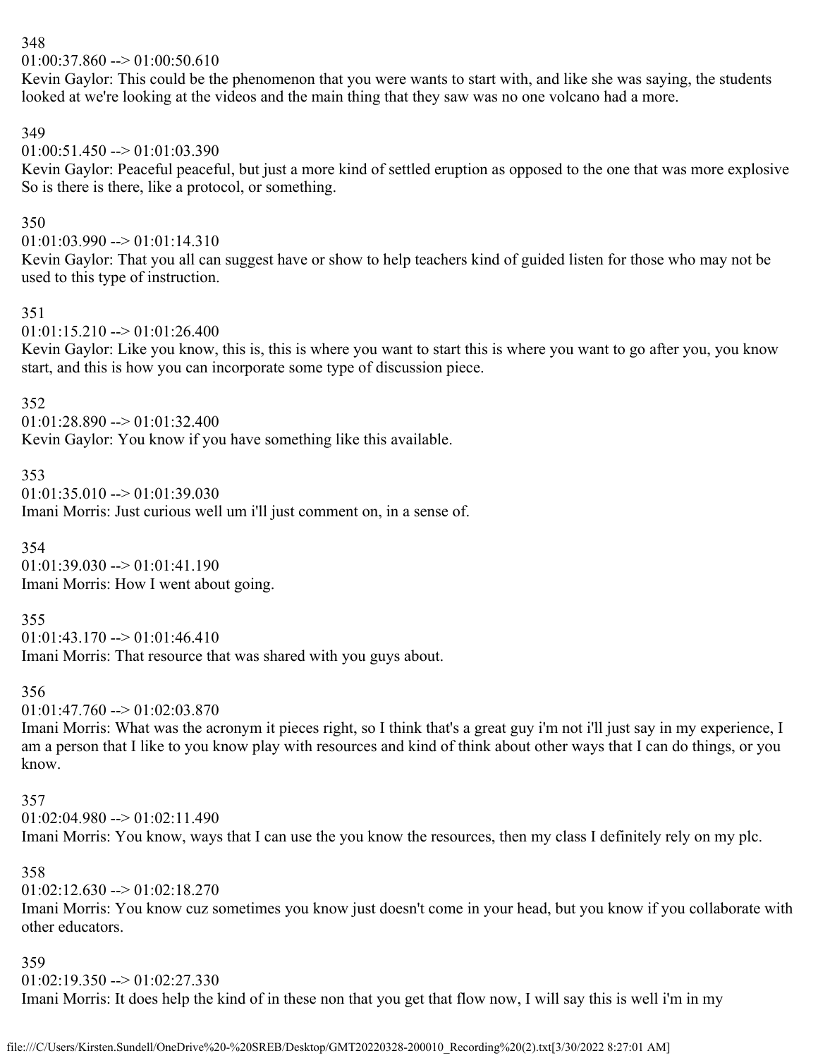348
01:00:37.860 --> 01:00:50.610
Kevin Gaylor: This could be the phenomenon that you were wants to start with, and like she was saying, the students looked at we're looking at the videos and the main thing that they saw was no one volcano had a more.

349
01:00:51.450 --> 01:01:03.390
Kevin Gaylor: Peaceful peaceful, but just a more kind of settled eruption as opposed to the one that was more explosive So is there is there, like a protocol, or something.

350
01:01:03.990 --> 01:01:14.310
Kevin Gaylor: That you all can suggest have or show to help teachers kind of guided listen for those who may not be used to this type of instruction.

351
01:01:15.210 --> 01:01:26.400
Kevin Gaylor: Like you know, this is, this is where you want to start this is where you want to go after you, you know start, and this is how you can incorporate some type of discussion piece.

352
01:01:28.890 --> 01:01:32.400
Kevin Gaylor: You know if you have something like this available.

353
01:01:35.010 --> 01:01:39.030
Imani Morris: Just curious well um i'll just comment on, in a sense of.

354
01:01:39.030 --> 01:01:41.190
Imani Morris: How I went about going.

355
01:01:43.170 --> 01:01:46.410
Imani Morris: That resource that was shared with you guys about.

356
01:01:47.760 --> 01:02:03.870
Imani Morris: What was the acronym it pieces right, so I think that's a great guy i'm not i'll just say in my experience, I am a person that I like to you know play with resources and kind of think about other ways that I can do things, or you know.

357
01:02:04.980 --> 01:02:11.490
Imani Morris: You know, ways that I can use the you know the resources, then my class I definitely rely on my plc.

358
01:02:12.630 --> 01:02:18.270
Imani Morris: You know cuz sometimes you know just doesn't come in your head, but you know if you collaborate with other educators.

359
01:02:19.350 --> 01:02:27.330
Imani Morris: It does help the kind of in these non that you get that flow now, I will say this is well i'm in my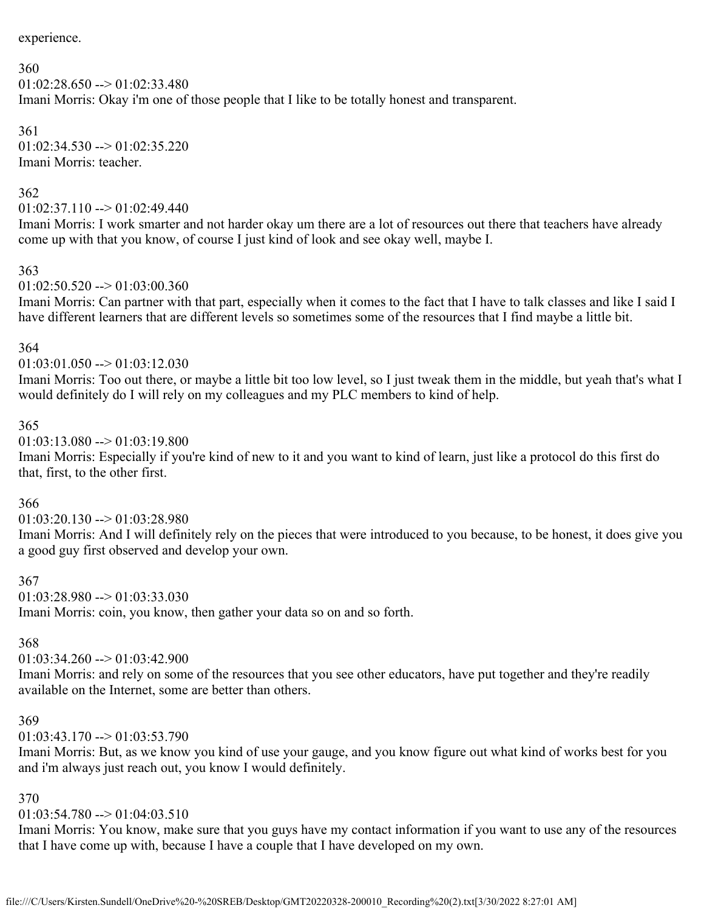experience.

360
01:02:28.650 --> 01:02:33.480
Imani Morris: Okay i'm one of those people that I like to be totally honest and transparent.

361
01:02:34.530 --> 01:02:35.220
Imani Morris: teacher.

362
01:02:37.110 --> 01:02:49.440
Imani Morris: I work smarter and not harder okay um there are a lot of resources out there that teachers have already come up with that you know, of course I just kind of look and see okay well, maybe I.

363
01:02:50.520 --> 01:03:00.360
Imani Morris: Can partner with that part, especially when it comes to the fact that I have to talk classes and like I said I have different learners that are different levels so sometimes some of the resources that I find maybe a little bit.

364
01:03:01.050 --> 01:03:12.030
Imani Morris: Too out there, or maybe a little bit too low level, so I just tweak them in the middle, but yeah that's what I would definitely do I will rely on my colleagues and my PLC members to kind of help.

365
01:03:13.080 --> 01:03:19.800
Imani Morris: Especially if you're kind of new to it and you want to kind of learn, just like a protocol do this first do that, first, to the other first.

366
01:03:20.130 --> 01:03:28.980
Imani Morris: And I will definitely rely on the pieces that were introduced to you because, to be honest, it does give you a good guy first observed and develop your own.

367
01:03:28.980 --> 01:03:33.030
Imani Morris: coin, you know, then gather your data so on and so forth.

368
01:03:34.260 --> 01:03:42.900
Imani Morris: and rely on some of the resources that you see other educators, have put together and they're readily available on the Internet, some are better than others.

369
01:03:43.170 --> 01:03:53.790
Imani Morris: But, as we know you kind of use your gauge, and you know figure out what kind of works best for you and i'm always just reach out, you know I would definitely.

370
01:03:54.780 --> 01:04:03.510
Imani Morris: You know, make sure that you guys have my contact information if you want to use any of the resources that I have come up with, because I have a couple that I have developed on my own.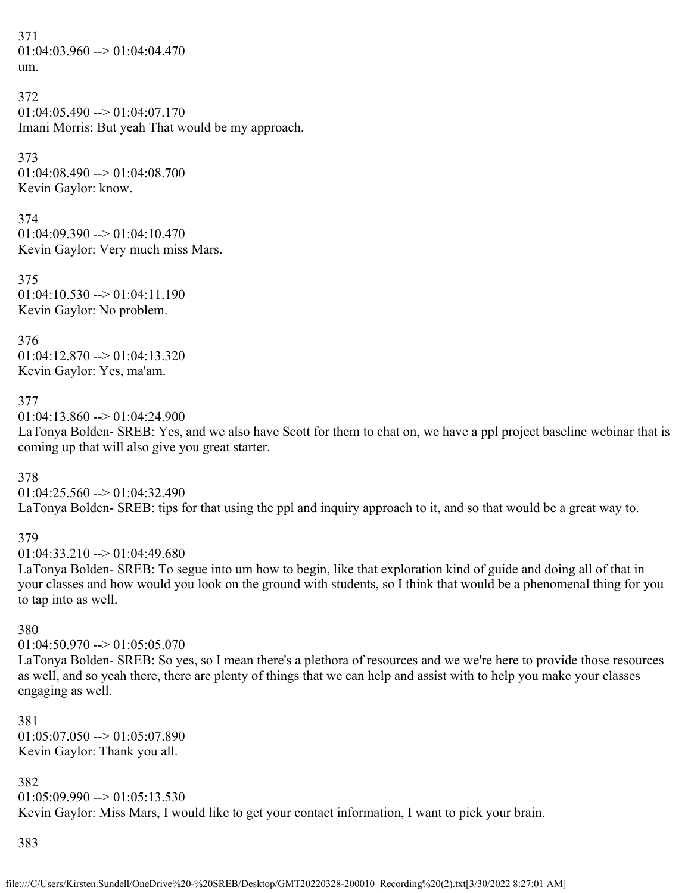371
01:04:03.960 --> 01:04:04.470
um.

372
01:04:05.490 --> 01:04:07.170
Imani Morris: But yeah That would be my approach.

373
01:04:08.490 --> 01:04:08.700
Kevin Gaylor: know.

374
01:04:09.390 --> 01:04:10.470
Kevin Gaylor: Very much miss Mars.

375
01:04:10.530 --> 01:04:11.190
Kevin Gaylor: No problem.

376
01:04:12.870 --> 01:04:13.320
Kevin Gaylor: Yes, ma'am.

377
01:04:13.860 --> 01:04:24.900
LaTonya Bolden- SREB: Yes, and we also have Scott for them to chat on, we have a ppl project baseline webinar that is coming up that will also give you great starter.

378
01:04:25.560 --> 01:04:32.490
LaTonya Bolden- SREB: tips for that using the ppl and inquiry approach to it, and so that would be a great way to.

379
01:04:33.210 --> 01:04:49.680
LaTonya Bolden- SREB: To segue into um how to begin, like that exploration kind of guide and doing all of that in your classes and how would you look on the ground with students, so I think that would be a phenomenal thing for you to tap into as well.

380
01:04:50.970 --> 01:05:05.070
LaTonya Bolden- SREB: So yes, so I mean there's a plethora of resources and we we're here to provide those resources as well, and so yeah there, there are plenty of things that we can help and assist with to help you make your classes engaging as well.

381
01:05:07.050 --> 01:05:07.890
Kevin Gaylor: Thank you all.

382
01:05:09.990 --> 01:05:13.530
Kevin Gaylor: Miss Mars, I would like to get your contact information, I want to pick your brain.

383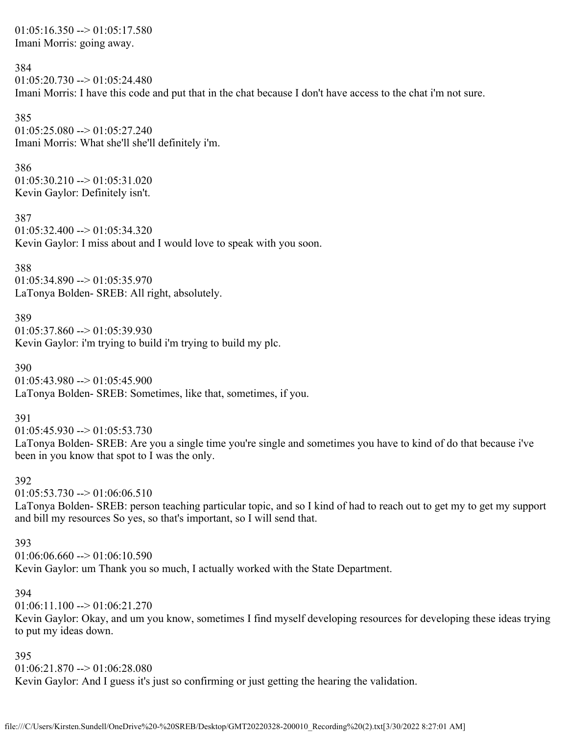01:05:16.350 --> 01:05:17.580
Imani Morris: going away.

384
01:05:20.730 --> 01:05:24.480
Imani Morris: I have this code and put that in the chat because I don't have access to the chat i'm not sure.

385
01:05:25.080 --> 01:05:27.240
Imani Morris: What she'll she'll definitely i'm.

386
01:05:30.210 --> 01:05:31.020
Kevin Gaylor: Definitely isn't.

387
01:05:32.400 --> 01:05:34.320
Kevin Gaylor: I miss about and I would love to speak with you soon.

388
01:05:34.890 --> 01:05:35.970
LaTonya Bolden- SREB: All right, absolutely.

389
01:05:37.860 --> 01:05:39.930
Kevin Gaylor: i'm trying to build i'm trying to build my plc.

390
01:05:43.980 --> 01:05:45.900
LaTonya Bolden- SREB: Sometimes, like that, sometimes, if you.

391
01:05:45.930 --> 01:05:53.730
LaTonya Bolden- SREB: Are you a single time you're single and sometimes you have to kind of do that because i've been in you know that spot to I was the only.

392
01:05:53.730 --> 01:06:06.510
LaTonya Bolden- SREB: person teaching particular topic, and so I kind of had to reach out to get my to get my support and bill my resources So yes, so that's important, so I will send that.

393
01:06:06.660 --> 01:06:10.590
Kevin Gaylor: um Thank you so much, I actually worked with the State Department.

394
01:06:11.100 --> 01:06:21.270
Kevin Gaylor: Okay, and um you know, sometimes I find myself developing resources for developing these ideas trying to put my ideas down.

395
01:06:21.870 --> 01:06:28.080
Kevin Gaylor: And I guess it's just so confirming or just getting the hearing the validation.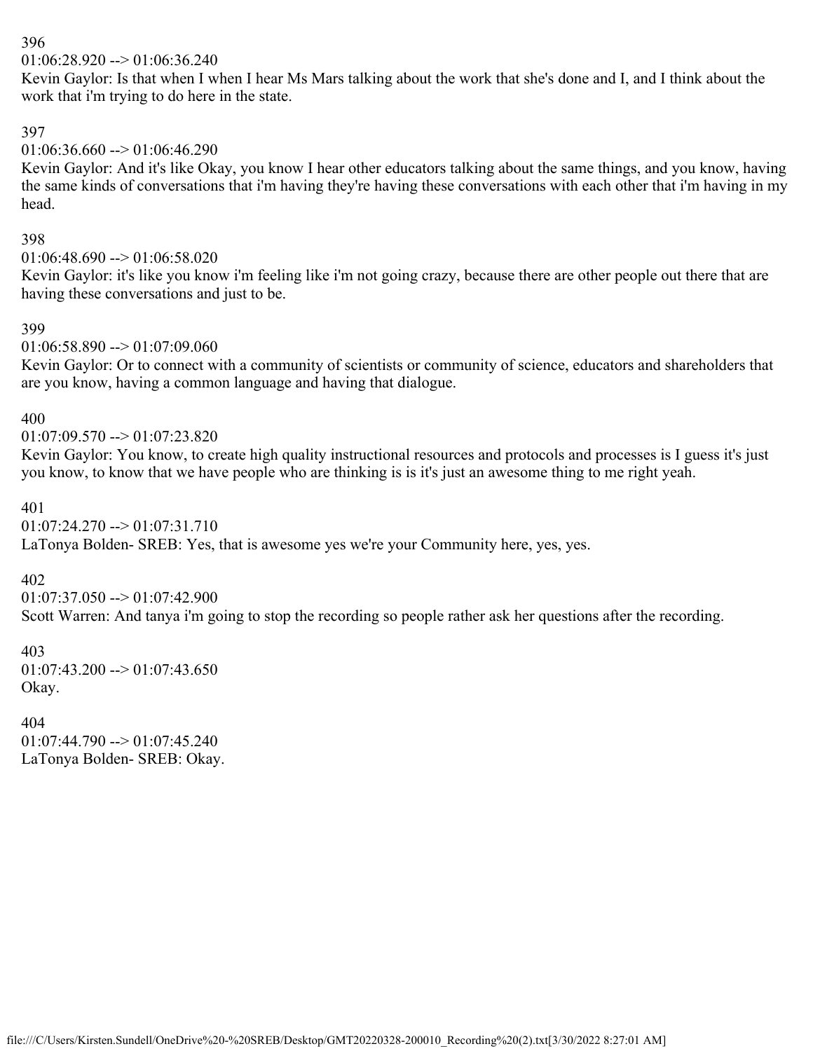396
01:06:28.920 --> 01:06:36.240
Kevin Gaylor: Is that when I when I hear Ms Mars talking about the work that she's done and I, and I think about the work that i'm trying to do here in the state.

397
01:06:36.660 --> 01:06:46.290
Kevin Gaylor: And it's like Okay, you know I hear other educators talking about the same things, and you know, having the same kinds of conversations that i'm having they're having these conversations with each other that i'm having in my head.

398
01:06:48.690 --> 01:06:58.020
Kevin Gaylor: it's like you know i'm feeling like i'm not going crazy, because there are other people out there that are having these conversations and just to be.

399
01:06:58.890 --> 01:07:09.060
Kevin Gaylor: Or to connect with a community of scientists or community of science, educators and shareholders that are you know, having a common language and having that dialogue.

400
01:07:09.570 --> 01:07:23.820
Kevin Gaylor: You know, to create high quality instructional resources and protocols and processes is I guess it's just you know, to know that we have people who are thinking is is it's just an awesome thing to me right yeah.

401
01:07:24.270 --> 01:07:31.710
LaTonya Bolden- SREB: Yes, that is awesome yes we're your Community here, yes, yes.

402
01:07:37.050 --> 01:07:42.900
Scott Warren: And tanya i'm going to stop the recording so people rather ask her questions after the recording.

403
01:07:43.200 --> 01:07:43.650
Okay.

404
01:07:44.790 --> 01:07:45.240
LaTonya Bolden- SREB: Okay.